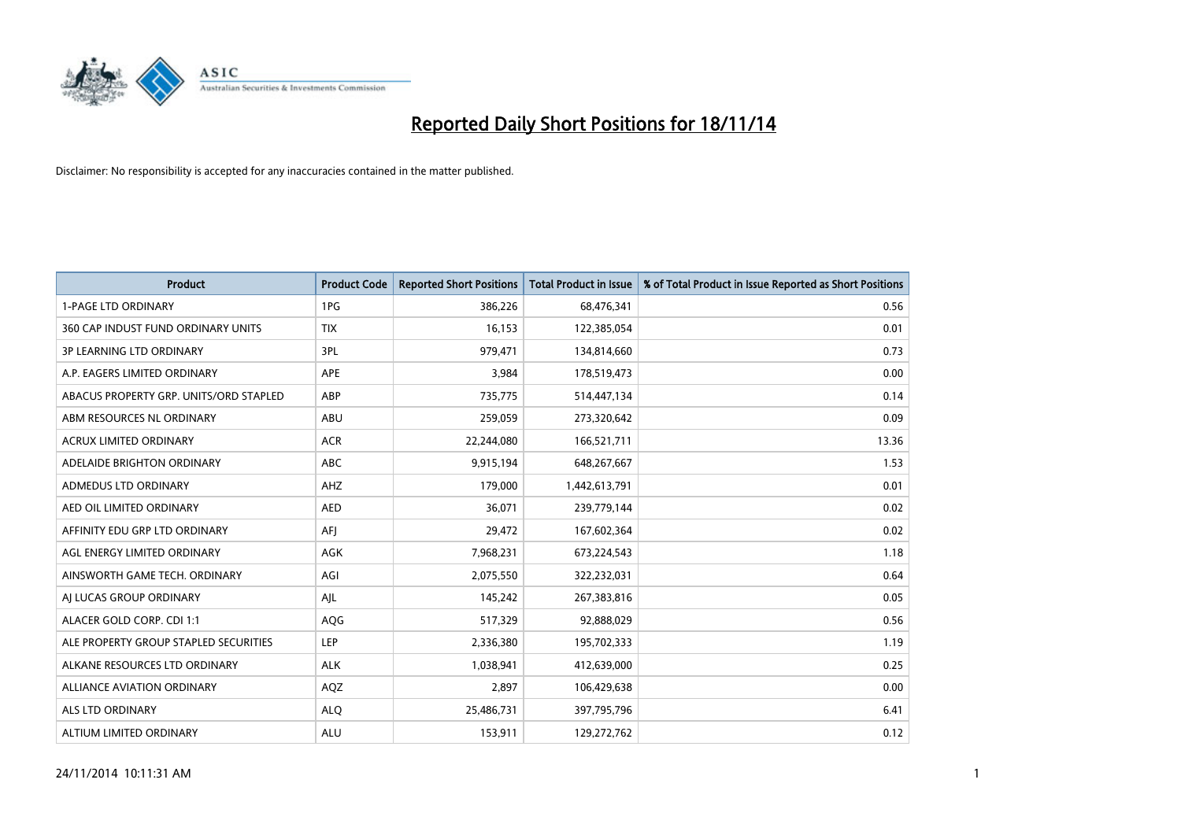# Reported Daily Short Positions for 18/11/14

Disclaimer: No responsibility is accepted for any inaccuracies contained in the matter published.

| Product | Product Code | Reported Short Positions | Total Product in Issue | % of Total Product in Issue Reported as Short Positions |
| --- | --- | --- | --- | --- |
| 1-PAGE LTD ORDINARY | 1PG | 386,226 | 68,476,341 | 0.56 |
| 360 CAP INDUST FUND ORDINARY UNITS | TIX | 16,153 | 122,385,054 | 0.01 |
| 3P LEARNING LTD ORDINARY | 3PL | 979,471 | 134,814,660 | 0.73 |
| A.P. EAGERS LIMITED ORDINARY | APE | 3,984 | 178,519,473 | 0.00 |
| ABACUS PROPERTY GRP. UNITS/ORD STAPLED | ABP | 735,775 | 514,447,134 | 0.14 |
| ABM RESOURCES NL ORDINARY | ABU | 259,059 | 273,320,642 | 0.09 |
| ACRUX LIMITED ORDINARY | ACR | 22,244,080 | 166,521,711 | 13.36 |
| ADELAIDE BRIGHTON ORDINARY | ABC | 9,915,194 | 648,267,667 | 1.53 |
| ADMEDUS LTD ORDINARY | AHZ | 179,000 | 1,442,613,791 | 0.01 |
| AED OIL LIMITED ORDINARY | AED | 36,071 | 239,779,144 | 0.02 |
| AFFINITY EDU GRP LTD ORDINARY | AFJ | 29,472 | 167,602,364 | 0.02 |
| AGL ENERGY LIMITED ORDINARY | AGK | 7,968,231 | 673,224,543 | 1.18 |
| AINSWORTH GAME TECH. ORDINARY | AGI | 2,075,550 | 322,232,031 | 0.64 |
| AJ LUCAS GROUP ORDINARY | AJL | 145,242 | 267,383,816 | 0.05 |
| ALACER GOLD CORP. CDI 1:1 | AQG | 517,329 | 92,888,029 | 0.56 |
| ALE PROPERTY GROUP STAPLED SECURITIES | LEP | 2,336,380 | 195,702,333 | 1.19 |
| ALKANE RESOURCES LTD ORDINARY | ALK | 1,038,941 | 412,639,000 | 0.25 |
| ALLIANCE AVIATION ORDINARY | AQZ | 2,897 | 106,429,638 | 0.00 |
| ALS LTD ORDINARY | ALQ | 25,486,731 | 397,795,796 | 6.41 |
| ALTIUM LIMITED ORDINARY | ALU | 153,911 | 129,272,762 | 0.12 |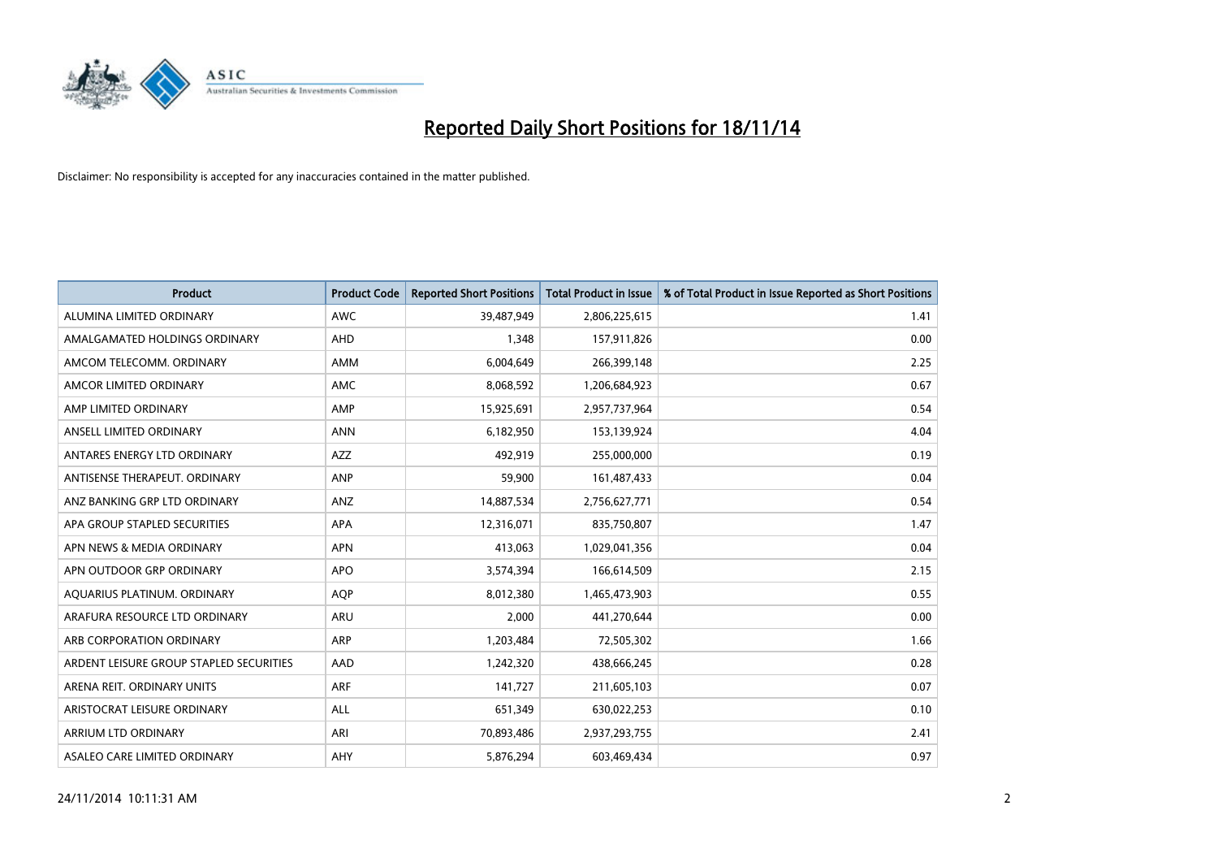# Reported Daily Short Positions for 18/11/14

Disclaimer: No responsibility is accepted for any inaccuracies contained in the matter published.

| Product | Product Code | Reported Short Positions | Total Product in Issue | % of Total Product in Issue Reported as Short Positions |
|---|---|---|---|---|
| ALUMINA LIMITED ORDINARY | AWC | 39,487,949 | 2,806,225,615 | 1.41 |
| AMALGAMATED HOLDINGS ORDINARY | AHD | 1,348 | 157,911,826 | 0.00 |
| AMCOM TELECOMM. ORDINARY | AMM | 6,004,649 | 266,399,148 | 2.25 |
| AMCOR LIMITED ORDINARY | AMC | 8,068,592 | 1,206,684,923 | 0.67 |
| AMP LIMITED ORDINARY | AMP | 15,925,691 | 2,957,737,964 | 0.54 |
| ANSELL LIMITED ORDINARY | ANN | 6,182,950 | 153,139,924 | 4.04 |
| ANTARES ENERGY LTD ORDINARY | AZZ | 492,919 | 255,000,000 | 0.19 |
| ANTISENSE THERAPEUT. ORDINARY | ANP | 59,900 | 161,487,433 | 0.04 |
| ANZ BANKING GRP LTD ORDINARY | ANZ | 14,887,534 | 2,756,627,771 | 0.54 |
| APA GROUP STAPLED SECURITIES | APA | 12,316,071 | 835,750,807 | 1.47 |
| APN NEWS & MEDIA ORDINARY | APN | 413,063 | 1,029,041,356 | 0.04 |
| APN OUTDOOR GRP ORDINARY | APO | 3,574,394 | 166,614,509 | 2.15 |
| AQUARIUS PLATINUM. ORDINARY | AQP | 8,012,380 | 1,465,473,903 | 0.55 |
| ARAFURA RESOURCE LTD ORDINARY | ARU | 2,000 | 441,270,644 | 0.00 |
| ARB CORPORATION ORDINARY | ARP | 1,203,484 | 72,505,302 | 1.66 |
| ARDENT LEISURE GROUP STAPLED SECURITIES | AAD | 1,242,320 | 438,666,245 | 0.28 |
| ARENA REIT. ORDINARY UNITS | ARF | 141,727 | 211,605,103 | 0.07 |
| ARISTOCRAT LEISURE ORDINARY | ALL | 651,349 | 630,022,253 | 0.10 |
| ARRIUM LTD ORDINARY | ARI | 70,893,486 | 2,937,293,755 | 2.41 |
| ASALEO CARE LIMITED ORDINARY | AHY | 5,876,294 | 603,469,434 | 0.97 |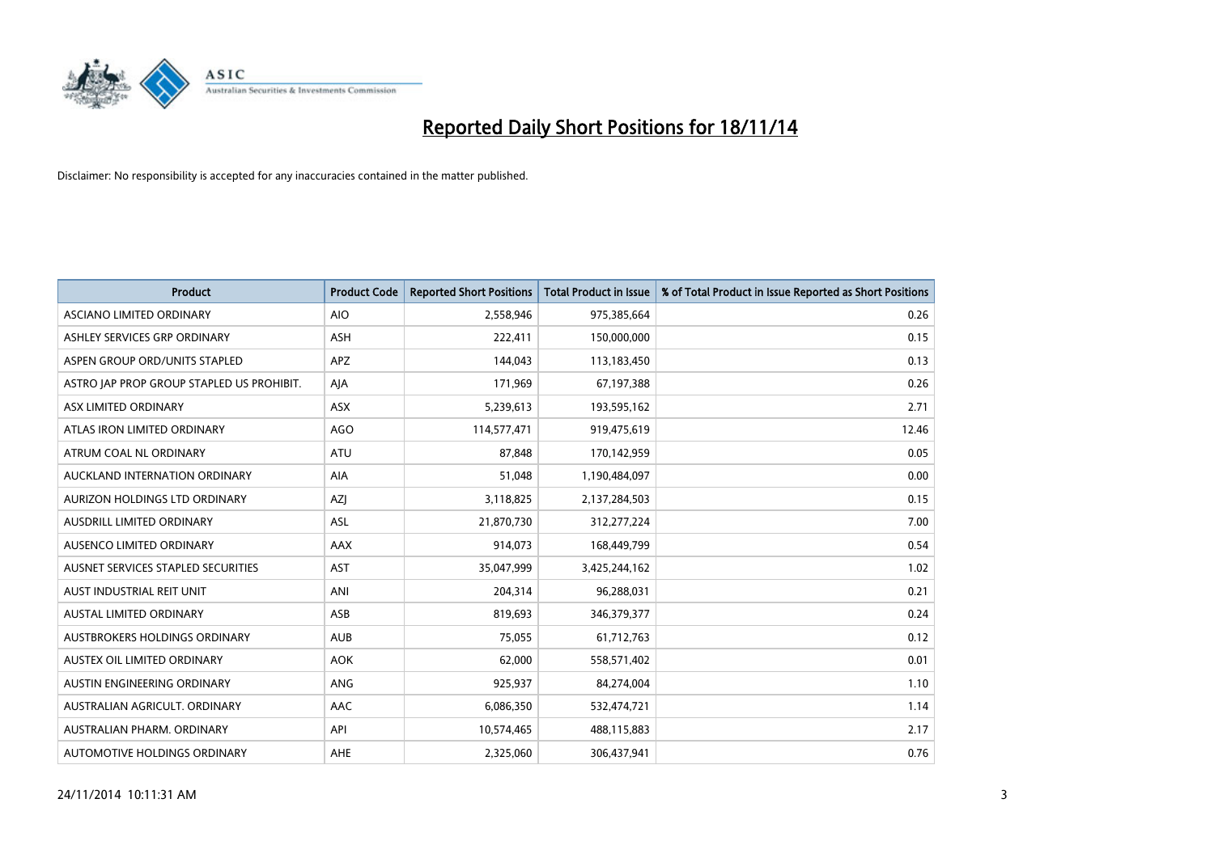# Reported Daily Short Positions for 18/11/14

Disclaimer: No responsibility is accepted for any inaccuracies contained in the matter published.

| Product | Product Code | Reported Short Positions | Total Product in Issue | % of Total Product in Issue Reported as Short Positions |
|---|---|---|---|---|
| ASCIANO LIMITED ORDINARY | AIO | 2,558,946 | 975,385,664 | 0.26 |
| ASHLEY SERVICES GRP ORDINARY | ASH | 222,411 | 150,000,000 | 0.15 |
| ASPEN GROUP ORD/UNITS STAPLED | APZ | 144,043 | 113,183,450 | 0.13 |
| ASTRO JAP PROP GROUP STAPLED US PROHIBIT. | AJA | 171,969 | 67,197,388 | 0.26 |
| ASX LIMITED ORDINARY | ASX | 5,239,613 | 193,595,162 | 2.71 |
| ATLAS IRON LIMITED ORDINARY | AGO | 114,577,471 | 919,475,619 | 12.46 |
| ATRUM COAL NL ORDINARY | ATU | 87,848 | 170,142,959 | 0.05 |
| AUCKLAND INTERNATION ORDINARY | AIA | 51,048 | 1,190,484,097 | 0.00 |
| AURIZON HOLDINGS LTD ORDINARY | AZJ | 3,118,825 | 2,137,284,503 | 0.15 |
| AUSDRILL LIMITED ORDINARY | ASL | 21,870,730 | 312,277,224 | 7.00 |
| AUSENCO LIMITED ORDINARY | AAX | 914,073 | 168,449,799 | 0.54 |
| AUSNET SERVICES STAPLED SECURITIES | AST | 35,047,999 | 3,425,244,162 | 1.02 |
| AUST INDUSTRIAL REIT UNIT | ANI | 204,314 | 96,288,031 | 0.21 |
| AUSTAL LIMITED ORDINARY | ASB | 819,693 | 346,379,377 | 0.24 |
| AUSTBROKERS HOLDINGS ORDINARY | AUB | 75,055 | 61,712,763 | 0.12 |
| AUSTEX OIL LIMITED ORDINARY | AOK | 62,000 | 558,571,402 | 0.01 |
| AUSTIN ENGINEERING ORDINARY | ANG | 925,937 | 84,274,004 | 1.10 |
| AUSTRALIAN AGRICULT. ORDINARY | AAC | 6,086,350 | 532,474,721 | 1.14 |
| AUSTRALIAN PHARM. ORDINARY | API | 10,574,465 | 488,115,883 | 2.17 |
| AUTOMOTIVE HOLDINGS ORDINARY | AHE | 2,325,060 | 306,437,941 | 0.76 |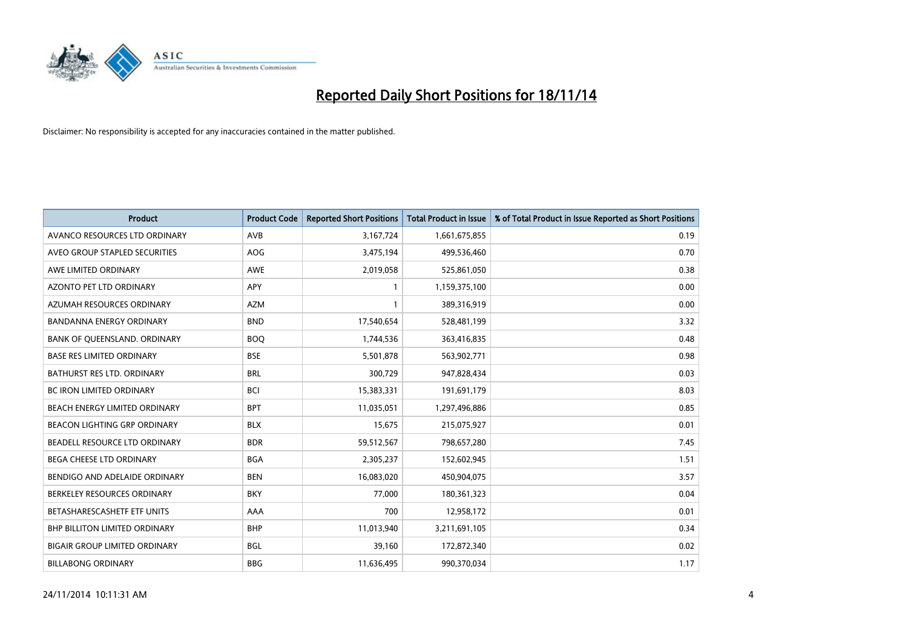# Reported Daily Short Positions for 18/11/14

Disclaimer: No responsibility is accepted for any inaccuracies contained in the matter published.

| Product | Product Code | Reported Short Positions | Total Product in Issue | % of Total Product in Issue Reported as Short Positions |
|---|---|---|---|---|
| AVANCO RESOURCES LTD ORDINARY | AVB | 3,167,724 | 1,661,675,855 | 0.19 |
| AVEO GROUP STAPLED SECURITIES | AOG | 3,475,194 | 499,536,460 | 0.70 |
| AWE LIMITED ORDINARY | AWE | 2,019,058 | 525,861,050 | 0.38 |
| AZONTO PET LTD ORDINARY | APY | 1 | 1,159,375,100 | 0.00 |
| AZUMAH RESOURCES ORDINARY | AZM | 1 | 389,316,919 | 0.00 |
| BANDANNA ENERGY ORDINARY | BND | 17,540,654 | 528,481,199 | 3.32 |
| BANK OF QUEENSLAND. ORDINARY | BOQ | 1,744,536 | 363,416,835 | 0.48 |
| BASE RES LIMITED ORDINARY | BSE | 5,501,878 | 563,902,771 | 0.98 |
| BATHURST RES LTD. ORDINARY | BRL | 300,729 | 947,828,434 | 0.03 |
| BC IRON LIMITED ORDINARY | BCI | 15,383,331 | 191,691,179 | 8.03 |
| BEACH ENERGY LIMITED ORDINARY | BPT | 11,035,051 | 1,297,496,886 | 0.85 |
| BEACON LIGHTING GRP ORDINARY | BLX | 15,675 | 215,075,927 | 0.01 |
| BEADELL RESOURCE LTD ORDINARY | BDR | 59,512,567 | 798,657,280 | 7.45 |
| BEGA CHEESE LTD ORDINARY | BGA | 2,305,237 | 152,602,945 | 1.51 |
| BENDIGO AND ADELAIDE ORDINARY | BEN | 16,083,020 | 450,904,075 | 3.57 |
| BERKELEY RESOURCES ORDINARY | BKY | 77,000 | 180,361,323 | 0.04 |
| BETASHARESCASHETF ETF UNITS | AAA | 700 | 12,958,172 | 0.01 |
| BHP BILLITON LIMITED ORDINARY | BHP | 11,013,940 | 3,211,691,105 | 0.34 |
| BIGAIR GROUP LIMITED ORDINARY | BGL | 39,160 | 172,872,340 | 0.02 |
| BILLABONG ORDINARY | BBG | 11,636,495 | 990,370,034 | 1.17 |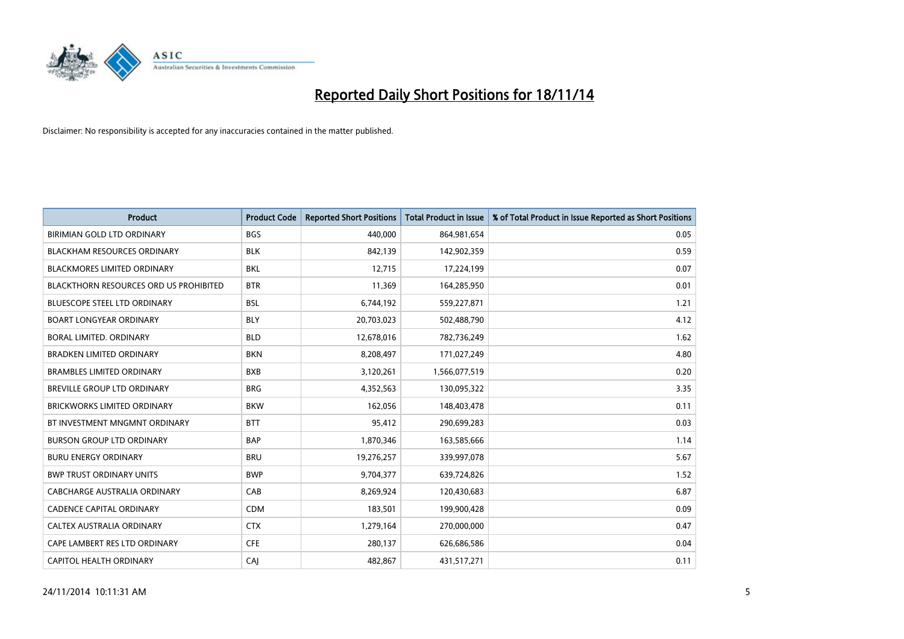# Reported Daily Short Positions for 18/11/14

Disclaimer: No responsibility is accepted for any inaccuracies contained in the matter published.

| Product | Product Code | Reported Short Positions | Total Product in Issue | % of Total Product in Issue Reported as Short Positions |
|---|---|---|---|---|
| BIRIMIAN GOLD LTD ORDINARY | BGS | 440,000 | 864,981,654 | 0.05 |
| BLACKHAM RESOURCES ORDINARY | BLK | 842,139 | 142,902,359 | 0.59 |
| BLACKMORES LIMITED ORDINARY | BKL | 12,715 | 17,224,199 | 0.07 |
| BLACKTHORN RESOURCES ORD US PROHIBITED | BTR | 11,369 | 164,285,950 | 0.01 |
| BLUESCOPE STEEL LTD ORDINARY | BSL | 6,744,192 | 559,227,871 | 1.21 |
| BOART LONGYEAR ORDINARY | BLY | 20,703,023 | 502,488,790 | 4.12 |
| BORAL LIMITED. ORDINARY | BLD | 12,678,016 | 782,736,249 | 1.62 |
| BRADKEN LIMITED ORDINARY | BKN | 8,208,497 | 171,027,249 | 4.80 |
| BRAMBLES LIMITED ORDINARY | BXB | 3,120,261 | 1,566,077,519 | 0.20 |
| BREVILLE GROUP LTD ORDINARY | BRG | 4,352,563 | 130,095,322 | 3.35 |
| BRICKWORKS LIMITED ORDINARY | BKW | 162,056 | 148,403,478 | 0.11 |
| BT INVESTMENT MNGMNT ORDINARY | BTT | 95,412 | 290,699,283 | 0.03 |
| BURSON GROUP LTD ORDINARY | BAP | 1,870,346 | 163,585,666 | 1.14 |
| BURU ENERGY ORDINARY | BRU | 19,276,257 | 339,997,078 | 5.67 |
| BWP TRUST ORDINARY UNITS | BWP | 9,704,377 | 639,724,826 | 1.52 |
| CABCHARGE AUSTRALIA ORDINARY | CAB | 8,269,924 | 120,430,683 | 6.87 |
| CADENCE CAPITAL ORDINARY | CDM | 183,501 | 199,900,428 | 0.09 |
| CALTEX AUSTRALIA ORDINARY | CTX | 1,279,164 | 270,000,000 | 0.47 |
| CAPE LAMBERT RES LTD ORDINARY | CFE | 280,137 | 626,686,586 | 0.04 |
| CAPITOL HEALTH ORDINARY | CAJ | 482,867 | 431,517,271 | 0.11 |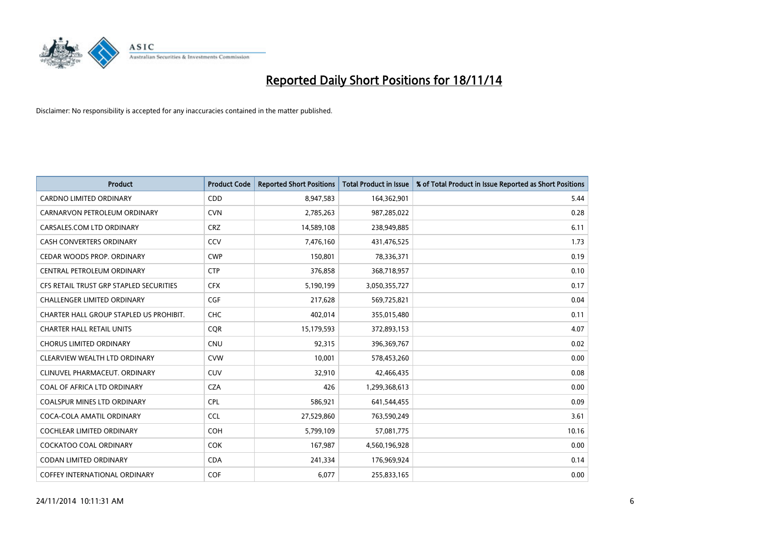# Reported Daily Short Positions for 18/11/14

Disclaimer: No responsibility is accepted for any inaccuracies contained in the matter published.

| Product | Product Code | Reported Short Positions | Total Product in Issue | % of Total Product in Issue Reported as Short Positions |
|---|---|---|---|---|
| CARDNO LIMITED ORDINARY | CDD | 8,947,583 | 164,362,901 | 5.44 |
| CARNARVON PETROLEUM ORDINARY | CVN | 2,785,263 | 987,285,022 | 0.28 |
| CARSALES.COM LTD ORDINARY | CRZ | 14,589,108 | 238,949,885 | 6.11 |
| CASH CONVERTERS ORDINARY | CCV | 7,476,160 | 431,476,525 | 1.73 |
| CEDAR WOODS PROP. ORDINARY | CWP | 150,801 | 78,336,371 | 0.19 |
| CENTRAL PETROLEUM ORDINARY | CTP | 376,858 | 368,718,957 | 0.10 |
| CFS RETAIL TRUST GRP STAPLED SECURITIES | CFX | 5,190,199 | 3,050,355,727 | 0.17 |
| CHALLENGER LIMITED ORDINARY | CGF | 217,628 | 569,725,821 | 0.04 |
| CHARTER HALL GROUP STAPLED US PROHIBIT. | CHC | 402,014 | 355,015,480 | 0.11 |
| CHARTER HALL RETAIL UNITS | CQR | 15,179,593 | 372,893,153 | 4.07 |
| CHORUS LIMITED ORDINARY | CNU | 92,315 | 396,369,767 | 0.02 |
| CLEARVIEW WEALTH LTD ORDINARY | CVW | 10,001 | 578,453,260 | 0.00 |
| CLINUVEL PHARMACEUT. ORDINARY | CUV | 32,910 | 42,466,435 | 0.08 |
| COAL OF AFRICA LTD ORDINARY | CZA | 426 | 1,299,368,613 | 0.00 |
| COALSPUR MINES LTD ORDINARY | CPL | 586,921 | 641,544,455 | 0.09 |
| COCA-COLA AMATIL ORDINARY | CCL | 27,529,860 | 763,590,249 | 3.61 |
| COCHLEAR LIMITED ORDINARY | COH | 5,799,109 | 57,081,775 | 10.16 |
| COCKATOO COAL ORDINARY | COK | 167,987 | 4,560,196,928 | 0.00 |
| CODAN LIMITED ORDINARY | CDA | 241,334 | 176,969,924 | 0.14 |
| COFFEY INTERNATIONAL ORDINARY | COF | 6,077 | 255,833,165 | 0.00 |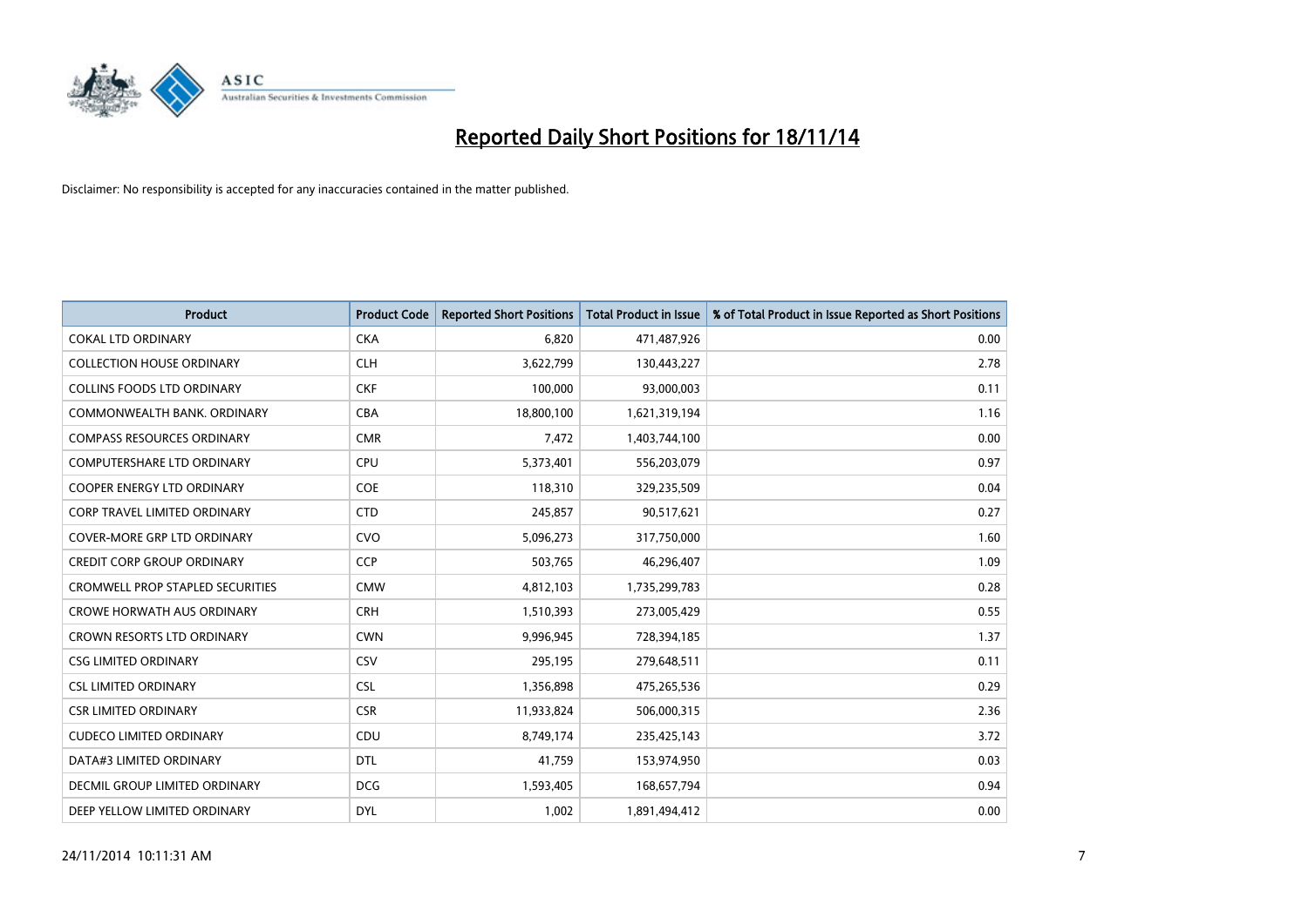# Reported Daily Short Positions for 18/11/14

Disclaimer: No responsibility is accepted for any inaccuracies contained in the matter published.

| Product | Product Code | Reported Short Positions | Total Product in Issue | % of Total Product in Issue Reported as Short Positions |
|---|---|---|---|---|
| COKAL LTD ORDINARY | CKA | 6,820 | 471,487,926 | 0.00 |
| COLLECTION HOUSE ORDINARY | CLH | 3,622,799 | 130,443,227 | 2.78 |
| COLLINS FOODS LTD ORDINARY | CKF | 100,000 | 93,000,003 | 0.11 |
| COMMONWEALTH BANK. ORDINARY | CBA | 18,800,100 | 1,621,319,194 | 1.16 |
| COMPASS RESOURCES ORDINARY | CMR | 7,472 | 1,403,744,100 | 0.00 |
| COMPUTERSHARE LTD ORDINARY | CPU | 5,373,401 | 556,203,079 | 0.97 |
| COOPER ENERGY LTD ORDINARY | COE | 118,310 | 329,235,509 | 0.04 |
| CORP TRAVEL LIMITED ORDINARY | CTD | 245,857 | 90,517,621 | 0.27 |
| COVER-MORE GRP LTD ORDINARY | CVO | 5,096,273 | 317,750,000 | 1.60 |
| CREDIT CORP GROUP ORDINARY | CCP | 503,765 | 46,296,407 | 1.09 |
| CROMWELL PROP STAPLED SECURITIES | CMW | 4,812,103 | 1,735,299,783 | 0.28 |
| CROWE HORWATH AUS ORDINARY | CRH | 1,510,393 | 273,005,429 | 0.55 |
| CROWN RESORTS LTD ORDINARY | CWN | 9,996,945 | 728,394,185 | 1.37 |
| CSG LIMITED ORDINARY | CSV | 295,195 | 279,648,511 | 0.11 |
| CSL LIMITED ORDINARY | CSL | 1,356,898 | 475,265,536 | 0.29 |
| CSR LIMITED ORDINARY | CSR | 11,933,824 | 506,000,315 | 2.36 |
| CUDECO LIMITED ORDINARY | CDU | 8,749,174 | 235,425,143 | 3.72 |
| DATA#3 LIMITED ORDINARY | DTL | 41,759 | 153,974,950 | 0.03 |
| DECMIL GROUP LIMITED ORDINARY | DCG | 1,593,405 | 168,657,794 | 0.94 |
| DEEP YELLOW LIMITED ORDINARY | DYL | 1,002 | 1,891,494,412 | 0.00 |

24/11/2014 10:11:31 AM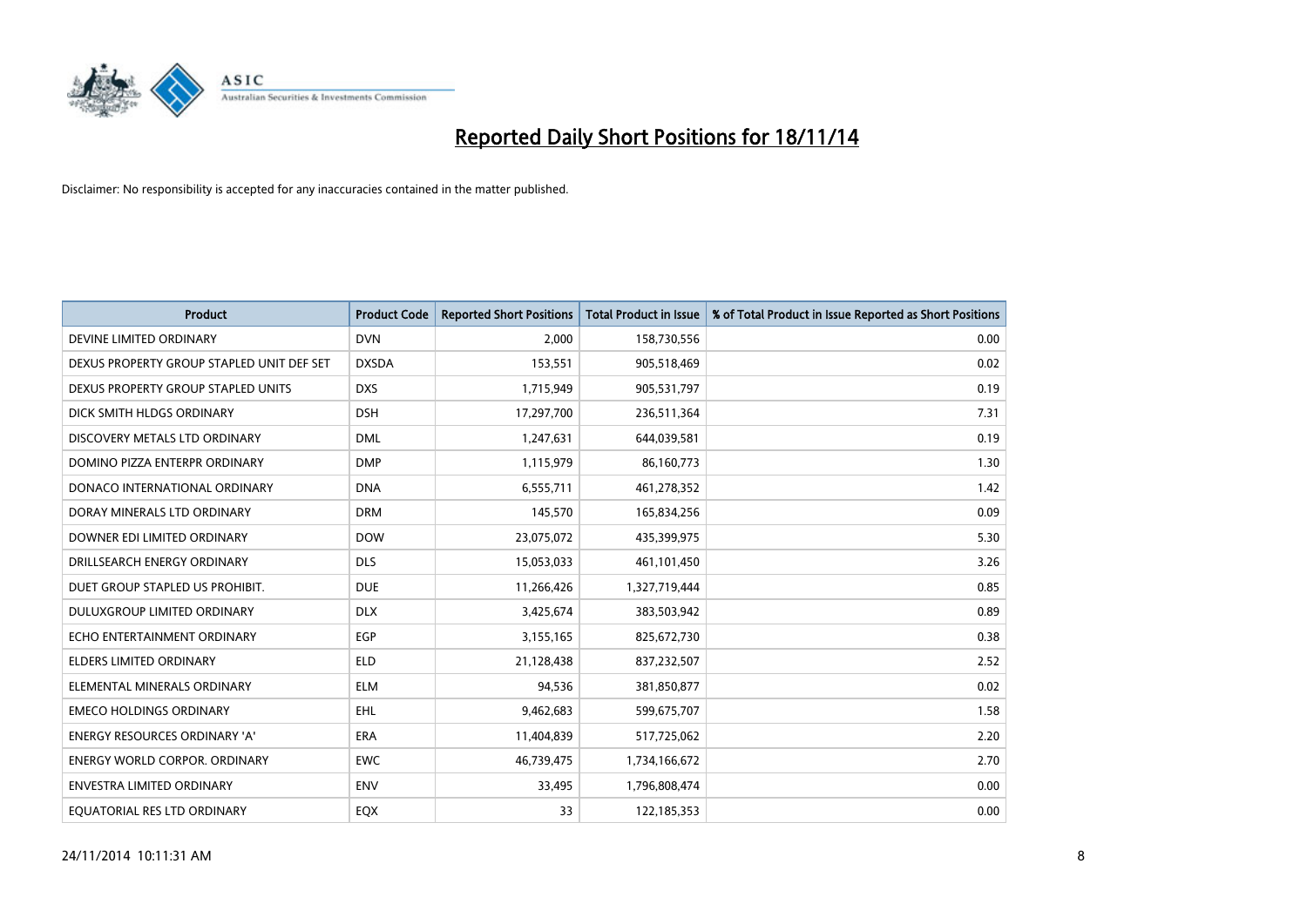# Reported Daily Short Positions for 18/11/14

Disclaimer: No responsibility is accepted for any inaccuracies contained in the matter published.

| Product | Product Code | Reported Short Positions | Total Product in Issue | % of Total Product in Issue Reported as Short Positions |
|---|---|---|---|---|
| DEVINE LIMITED ORDINARY | DVN | 2,000 | 158,730,556 | 0.00 |
| DEXUS PROPERTY GROUP STAPLED UNIT DEF SET | DXSDA | 153,551 | 905,518,469 | 0.02 |
| DEXUS PROPERTY GROUP STAPLED UNITS | DXS | 1,715,949 | 905,531,797 | 0.19 |
| DICK SMITH HLDGS ORDINARY | DSH | 17,297,700 | 236,511,364 | 7.31 |
| DISCOVERY METALS LTD ORDINARY | DML | 1,247,631 | 644,039,581 | 0.19 |
| DOMINO PIZZA ENTERPR ORDINARY | DMP | 1,115,979 | 86,160,773 | 1.30 |
| DONACO INTERNATIONAL ORDINARY | DNA | 6,555,711 | 461,278,352 | 1.42 |
| DORAY MINERALS LTD ORDINARY | DRM | 145,570 | 165,834,256 | 0.09 |
| DOWNER EDI LIMITED ORDINARY | DOW | 23,075,072 | 435,399,975 | 5.30 |
| DRILLSEARCH ENERGY ORDINARY | DLS | 15,053,033 | 461,101,450 | 3.26 |
| DUET GROUP STAPLED US PROHIBIT. | DUE | 11,266,426 | 1,327,719,444 | 0.85 |
| DULUXGROUP LIMITED ORDINARY | DLX | 3,425,674 | 383,503,942 | 0.89 |
| ECHO ENTERTAINMENT ORDINARY | EGP | 3,155,165 | 825,672,730 | 0.38 |
| ELDERS LIMITED ORDINARY | ELD | 21,128,438 | 837,232,507 | 2.52 |
| ELEMENTAL MINERALS ORDINARY | ELM | 94,536 | 381,850,877 | 0.02 |
| EMECO HOLDINGS ORDINARY | EHL | 9,462,683 | 599,675,707 | 1.58 |
| ENERGY RESOURCES ORDINARY 'A' | ERA | 11,404,839 | 517,725,062 | 2.20 |
| ENERGY WORLD CORPOR. ORDINARY | EWC | 46,739,475 | 1,734,166,672 | 2.70 |
| ENVESTRA LIMITED ORDINARY | ENV | 33,495 | 1,796,808,474 | 0.00 |
| EQUATORIAL RES LTD ORDINARY | EQX | 33 | 122,185,353 | 0.00 |

24/11/2014 10:11:31 AM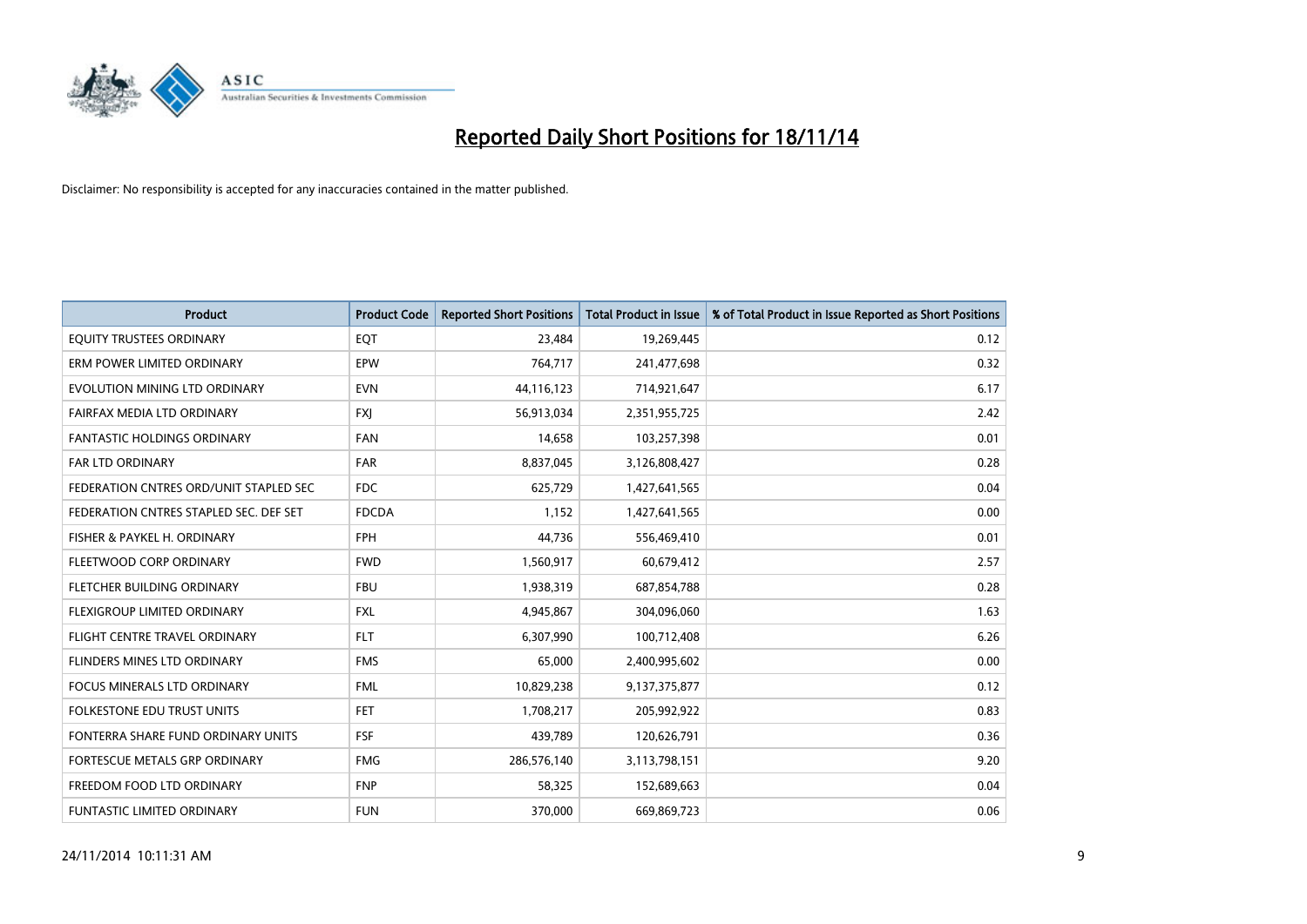# Reported Daily Short Positions for 18/11/14

Disclaimer: No responsibility is accepted for any inaccuracies contained in the matter published.

| Product | Product Code | Reported Short Positions | Total Product in Issue | % of Total Product in Issue Reported as Short Positions |
|---|---|---|---|---|
| EQUITY TRUSTEES ORDINARY | EQT | 23,484 | 19,269,445 | 0.12 |
| ERM POWER LIMITED ORDINARY | EPW | 764,717 | 241,477,698 | 0.32 |
| EVOLUTION MINING LTD ORDINARY | EVN | 44,116,123 | 714,921,647 | 6.17 |
| FAIRFAX MEDIA LTD ORDINARY | FXJ | 56,913,034 | 2,351,955,725 | 2.42 |
| FANTASTIC HOLDINGS ORDINARY | FAN | 14,658 | 103,257,398 | 0.01 |
| FAR LTD ORDINARY | FAR | 8,837,045 | 3,126,808,427 | 0.28 |
| FEDERATION CNTRES ORD/UNIT STAPLED SEC | FDC | 625,729 | 1,427,641,565 | 0.04 |
| FEDERATION CNTRES STAPLED SEC. DEF SET | FDCDA | 1,152 | 1,427,641,565 | 0.00 |
| FISHER & PAYKEL H. ORDINARY | FPH | 44,736 | 556,469,410 | 0.01 |
| FLEETWOOD CORP ORDINARY | FWD | 1,560,917 | 60,679,412 | 2.57 |
| FLETCHER BUILDING ORDINARY | FBU | 1,938,319 | 687,854,788 | 0.28 |
| FLEXIGROUP LIMITED ORDINARY | FXL | 4,945,867 | 304,096,060 | 1.63 |
| FLIGHT CENTRE TRAVEL ORDINARY | FLT | 6,307,990 | 100,712,408 | 6.26 |
| FLINDERS MINES LTD ORDINARY | FMS | 65,000 | 2,400,995,602 | 0.00 |
| FOCUS MINERALS LTD ORDINARY | FML | 10,829,238 | 9,137,375,877 | 0.12 |
| FOLKESTONE EDU TRUST UNITS | FET | 1,708,217 | 205,992,922 | 0.83 |
| FONTERRA SHARE FUND ORDINARY UNITS | FSF | 439,789 | 120,626,791 | 0.36 |
| FORTESCUE METALS GRP ORDINARY | FMG | 286,576,140 | 3,113,798,151 | 9.20 |
| FREEDOM FOOD LTD ORDINARY | FNP | 58,325 | 152,689,663 | 0.04 |
| FUNTASTIC LIMITED ORDINARY | FUN | 370,000 | 669,869,723 | 0.06 |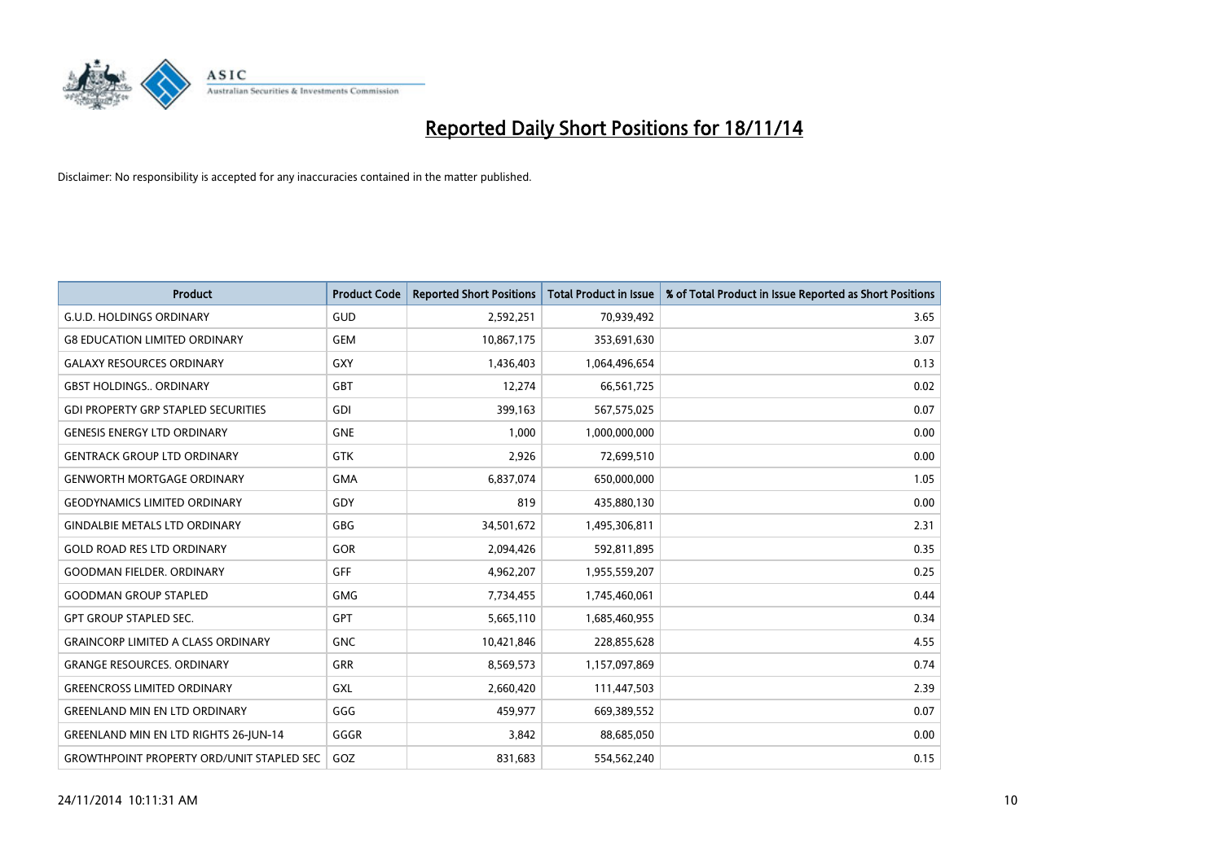# Reported Daily Short Positions for 18/11/14

Disclaimer: No responsibility is accepted for any inaccuracies contained in the matter published.

| Product | Product Code | Reported Short Positions | Total Product in Issue | % of Total Product in Issue Reported as Short Positions |
|---|---|---|---|---|
| G.U.D. HOLDINGS ORDINARY | GUD | 2,592,251 | 70,939,492 | 3.65 |
| G8 EDUCATION LIMITED ORDINARY | GEM | 10,867,175 | 353,691,630 | 3.07 |
| GALAXY RESOURCES ORDINARY | GXY | 1,436,403 | 1,064,496,654 | 0.13 |
| GBST HOLDINGS.. ORDINARY | GBT | 12,274 | 66,561,725 | 0.02 |
| GDI PROPERTY GRP STAPLED SECURITIES | GDI | 399,163 | 567,575,025 | 0.07 |
| GENESIS ENERGY LTD ORDINARY | GNE | 1,000 | 1,000,000,000 | 0.00 |
| GENTRACK GROUP LTD ORDINARY | GTK | 2,926 | 72,699,510 | 0.00 |
| GENWORTH MORTGAGE ORDINARY | GMA | 6,837,074 | 650,000,000 | 1.05 |
| GEODYNAMICS LIMITED ORDINARY | GDY | 819 | 435,880,130 | 0.00 |
| GINDALBIE METALS LTD ORDINARY | GBG | 34,501,672 | 1,495,306,811 | 2.31 |
| GOLD ROAD RES LTD ORDINARY | GOR | 2,094,426 | 592,811,895 | 0.35 |
| GOODMAN FIELDER. ORDINARY | GFF | 4,962,207 | 1,955,559,207 | 0.25 |
| GOODMAN GROUP STAPLED | GMG | 7,734,455 | 1,745,460,061 | 0.44 |
| GPT GROUP STAPLED SEC. | GPT | 5,665,110 | 1,685,460,955 | 0.34 |
| GRAINCORP LIMITED A CLASS ORDINARY | GNC | 10,421,846 | 228,855,628 | 4.55 |
| GRANGE RESOURCES. ORDINARY | GRR | 8,569,573 | 1,157,097,869 | 0.74 |
| GREENCROSS LIMITED ORDINARY | GXL | 2,660,420 | 111,447,503 | 2.39 |
| GREENLAND MIN EN LTD ORDINARY | GGG | 459,977 | 669,389,552 | 0.07 |
| GREENLAND MIN EN LTD RIGHTS 26-JUN-14 | GGGR | 3,842 | 88,685,050 | 0.00 |
| GROWTHPOINT PROPERTY ORD/UNIT STAPLED SEC | GOZ | 831,683 | 554,562,240 | 0.15 |

24/11/2014 10:11:31 AM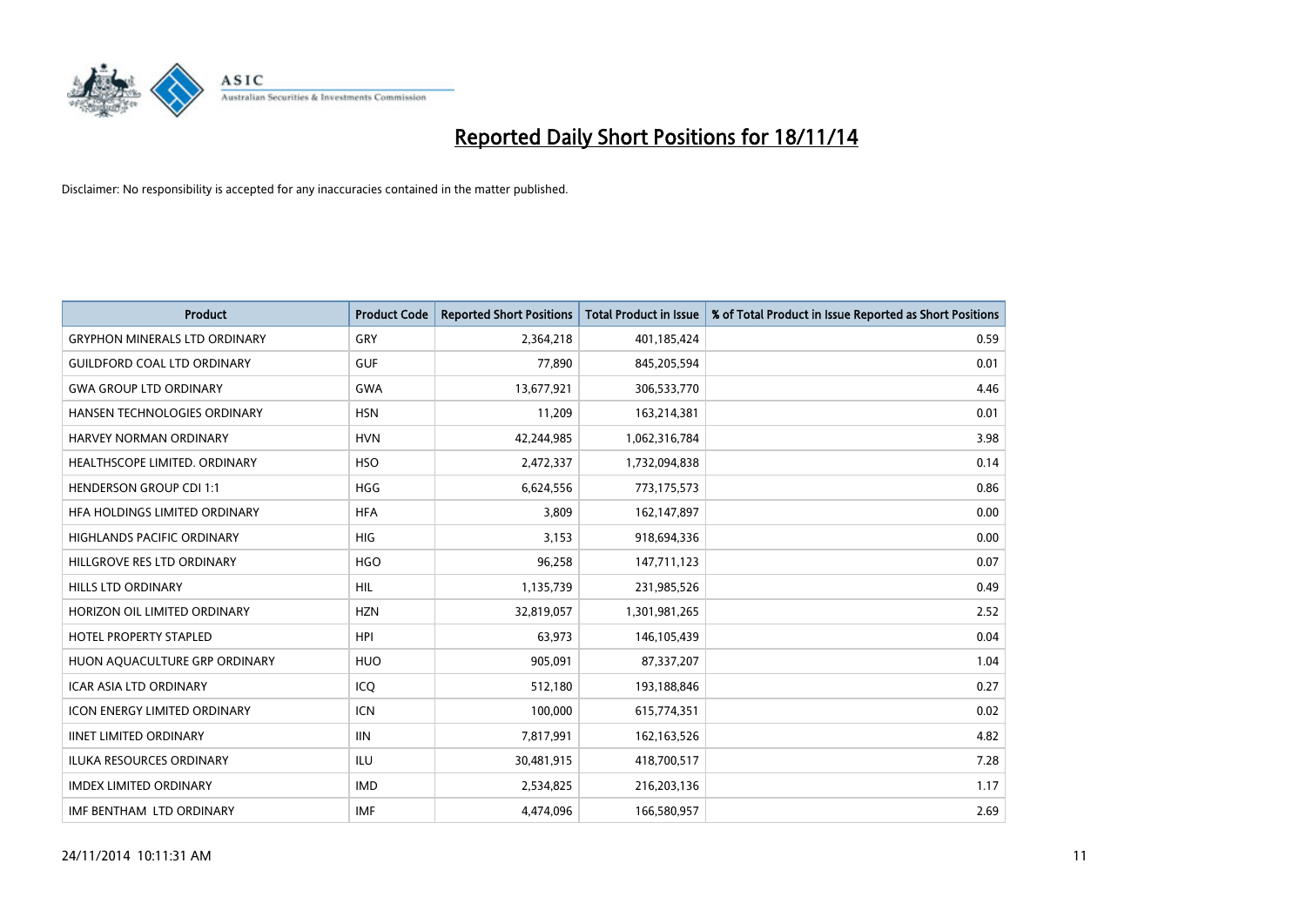# Reported Daily Short Positions for 18/11/14

Disclaimer: No responsibility is accepted for any inaccuracies contained in the matter published.

| Product | Product Code | Reported Short Positions | Total Product in Issue | % of Total Product in Issue Reported as Short Positions |
|---|---|---|---|---|
| GRYPHON MINERALS LTD ORDINARY | GRY | 2,364,218 | 401,185,424 | 0.59 |
| GUILDFORD COAL LTD ORDINARY | GUF | 77,890 | 845,205,594 | 0.01 |
| GWA GROUP LTD ORDINARY | GWA | 13,677,921 | 306,533,770 | 4.46 |
| HANSEN TECHNOLOGIES ORDINARY | HSN | 11,209 | 163,214,381 | 0.01 |
| HARVEY NORMAN ORDINARY | HVN | 42,244,985 | 1,062,316,784 | 3.98 |
| HEALTHSCOPE LIMITED. ORDINARY | HSO | 2,472,337 | 1,732,094,838 | 0.14 |
| HENDERSON GROUP CDI 1:1 | HGG | 6,624,556 | 773,175,573 | 0.86 |
| HFA HOLDINGS LIMITED ORDINARY | HFA | 3,809 | 162,147,897 | 0.00 |
| HIGHLANDS PACIFIC ORDINARY | HIG | 3,153 | 918,694,336 | 0.00 |
| HILLGROVE RES LTD ORDINARY | HGO | 96,258 | 147,711,123 | 0.07 |
| HILLS LTD ORDINARY | HIL | 1,135,739 | 231,985,526 | 0.49 |
| HORIZON OIL LIMITED ORDINARY | HZN | 32,819,057 | 1,301,981,265 | 2.52 |
| HOTEL PROPERTY STAPLED | HPI | 63,973 | 146,105,439 | 0.04 |
| HUON AQUACULTURE GRP ORDINARY | HUO | 905,091 | 87,337,207 | 1.04 |
| ICAR ASIA LTD ORDINARY | ICQ | 512,180 | 193,188,846 | 0.27 |
| ICON ENERGY LIMITED ORDINARY | ICN | 100,000 | 615,774,351 | 0.02 |
| IINET LIMITED ORDINARY | IIN | 7,817,991 | 162,163,526 | 4.82 |
| ILUKA RESOURCES ORDINARY | ILU | 30,481,915 | 418,700,517 | 7.28 |
| IMDEX LIMITED ORDINARY | IMD | 2,534,825 | 216,203,136 | 1.17 |
| IMF BENTHAM LTD ORDINARY | IMF | 4,474,096 | 166,580,957 | 2.69 |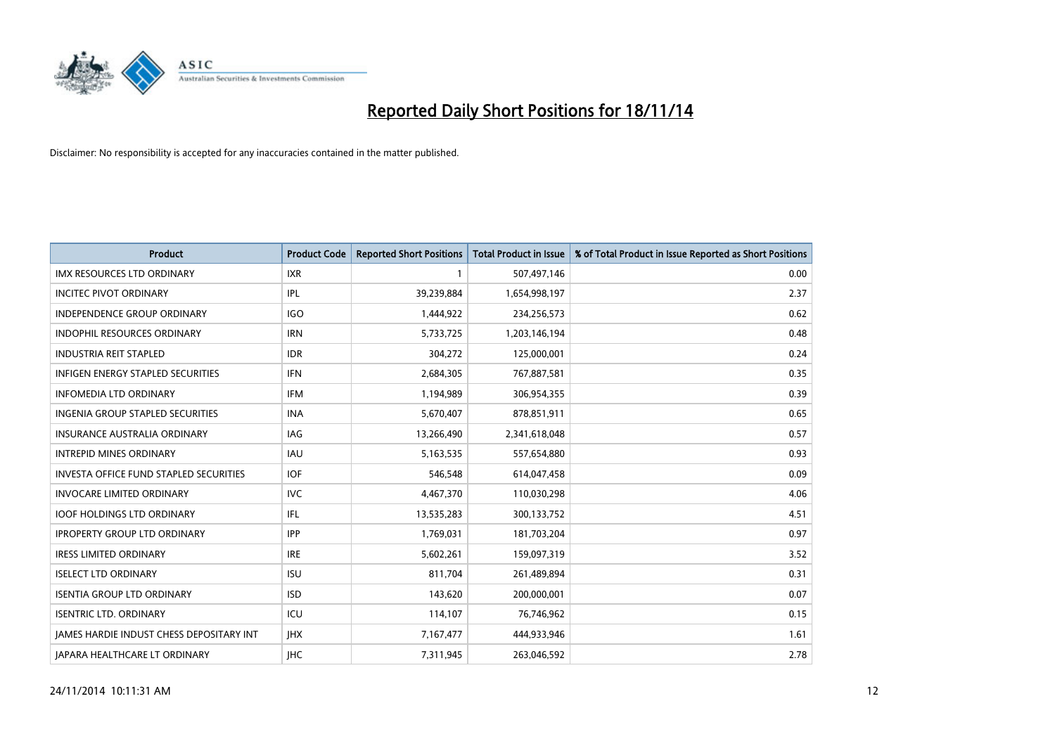# Reported Daily Short Positions for 18/11/14

Disclaimer: No responsibility is accepted for any inaccuracies contained in the matter published.

| Product | Product Code | Reported Short Positions | Total Product in Issue | % of Total Product in Issue Reported as Short Positions |
|---|---|---|---|---|
| IMX RESOURCES LTD ORDINARY | IXR | 1 | 507,497,146 | 0.00 |
| INCITEC PIVOT ORDINARY | IPL | 39,239,884 | 1,654,998,197 | 2.37 |
| INDEPENDENCE GROUP ORDINARY | IGO | 1,444,922 | 234,256,573 | 0.62 |
| INDOPHIL RESOURCES ORDINARY | IRN | 5,733,725 | 1,203,146,194 | 0.48 |
| INDUSTRIA REIT STAPLED | IDR | 304,272 | 125,000,001 | 0.24 |
| INFIGEN ENERGY STAPLED SECURITIES | IFN | 2,684,305 | 767,887,581 | 0.35 |
| INFOMEDIA LTD ORDINARY | IFM | 1,194,989 | 306,954,355 | 0.39 |
| INGENIA GROUP STAPLED SECURITIES | INA | 5,670,407 | 878,851,911 | 0.65 |
| INSURANCE AUSTRALIA ORDINARY | IAG | 13,266,490 | 2,341,618,048 | 0.57 |
| INTREPID MINES ORDINARY | IAU | 5,163,535 | 557,654,880 | 0.93 |
| INVESTA OFFICE FUND STAPLED SECURITIES | IOF | 546,548 | 614,047,458 | 0.09 |
| INVOCARE LIMITED ORDINARY | IVC | 4,467,370 | 110,030,298 | 4.06 |
| IOOF HOLDINGS LTD ORDINARY | IFL | 13,535,283 | 300,133,752 | 4.51 |
| IPROPERTY GROUP LTD ORDINARY | IPP | 1,769,031 | 181,703,204 | 0.97 |
| IRESS LIMITED ORDINARY | IRE | 5,602,261 | 159,097,319 | 3.52 |
| ISELECT LTD ORDINARY | ISU | 811,704 | 261,489,894 | 0.31 |
| ISENTIA GROUP LTD ORDINARY | ISD | 143,620 | 200,000,001 | 0.07 |
| ISENTRIC LTD. ORDINARY | ICU | 114,107 | 76,746,962 | 0.15 |
| JAMES HARDIE INDUST CHESS DEPOSITARY INT | JHX | 7,167,477 | 444,933,946 | 1.61 |
| JAPARA HEALTHCARE LT ORDINARY | JHC | 7,311,945 | 263,046,592 | 2.78 |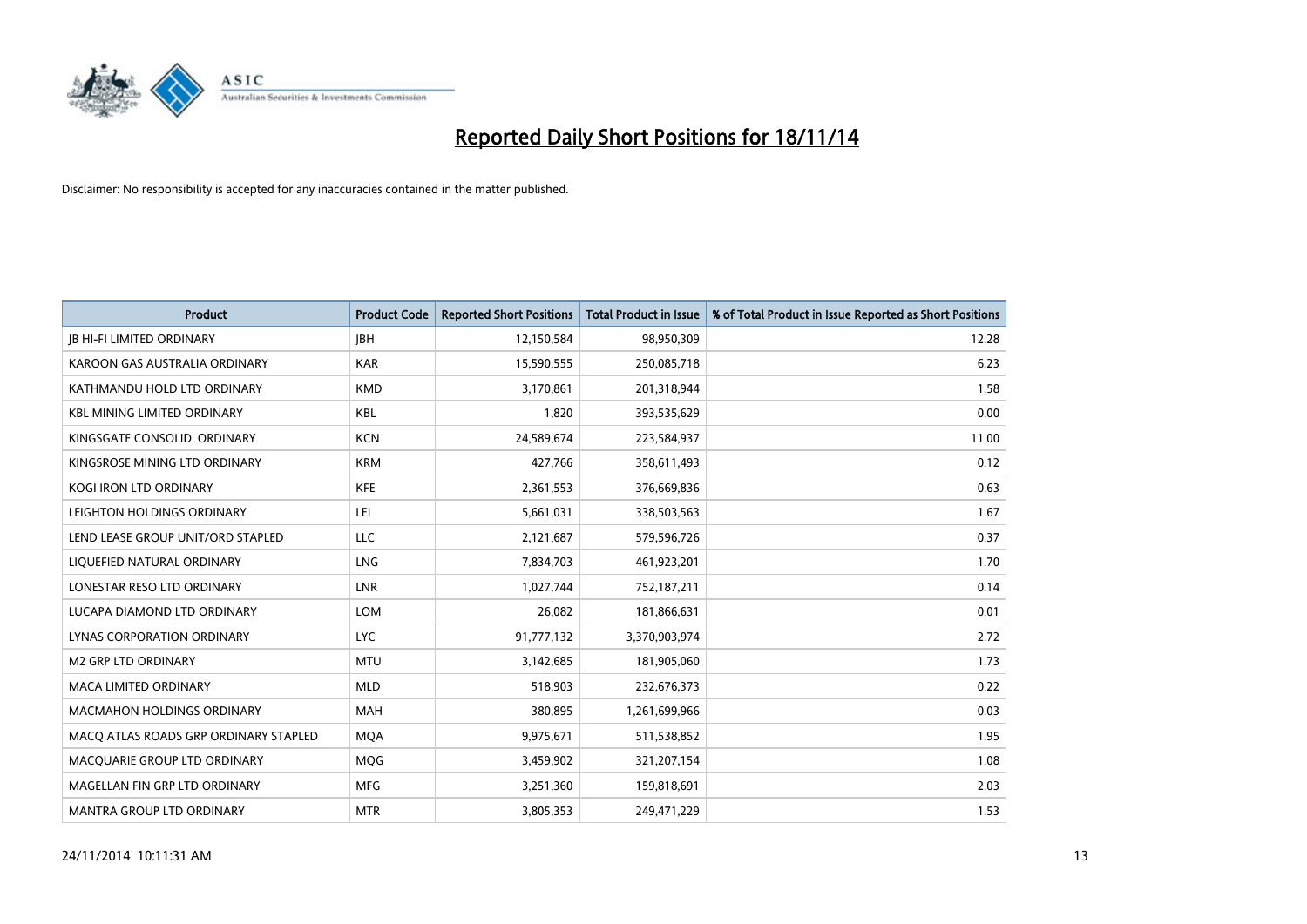# Reported Daily Short Positions for 18/11/14

Disclaimer: No responsibility is accepted for any inaccuracies contained in the matter published.

| Product | Product Code | Reported Short Positions | Total Product in Issue | % of Total Product in Issue Reported as Short Positions |
|---|---|---|---|---|
| JB HI-FI LIMITED ORDINARY | JBH | 12,150,584 | 98,950,309 | 12.28 |
| KAROON GAS AUSTRALIA ORDINARY | KAR | 15,590,555 | 250,085,718 | 6.23 |
| KATHMANDU HOLD LTD ORDINARY | KMD | 3,170,861 | 201,318,944 | 1.58 |
| KBL MINING LIMITED ORDINARY | KBL | 1,820 | 393,535,629 | 0.00 |
| KINGSGATE CONSOLID. ORDINARY | KCN | 24,589,674 | 223,584,937 | 11.00 |
| KINGSROSE MINING LTD ORDINARY | KRM | 427,766 | 358,611,493 | 0.12 |
| KOGI IRON LTD ORDINARY | KFE | 2,361,553 | 376,669,836 | 0.63 |
| LEIGHTON HOLDINGS ORDINARY | LEI | 5,661,031 | 338,503,563 | 1.67 |
| LEND LEASE GROUP UNIT/ORD STAPLED | LLC | 2,121,687 | 579,596,726 | 0.37 |
| LIQUEFIED NATURAL ORDINARY | LNG | 7,834,703 | 461,923,201 | 1.70 |
| LONESTAR RESO LTD ORDINARY | LNR | 1,027,744 | 752,187,211 | 0.14 |
| LUCAPA DIAMOND LTD ORDINARY | LOM | 26,082 | 181,866,631 | 0.01 |
| LYNAS CORPORATION ORDINARY | LYC | 91,777,132 | 3,370,903,974 | 2.72 |
| M2 GRP LTD ORDINARY | MTU | 3,142,685 | 181,905,060 | 1.73 |
| MACA LIMITED ORDINARY | MLD | 518,903 | 232,676,373 | 0.22 |
| MACMAHON HOLDINGS ORDINARY | MAH | 380,895 | 1,261,699,966 | 0.03 |
| MACQ ATLAS ROADS GRP ORDINARY STAPLED | MQA | 9,975,671 | 511,538,852 | 1.95 |
| MACQUARIE GROUP LTD ORDINARY | MQG | 3,459,902 | 321,207,154 | 1.08 |
| MAGELLAN FIN GRP LTD ORDINARY | MFG | 3,251,360 | 159,818,691 | 2.03 |
| MANTRA GROUP LTD ORDINARY | MTR | 3,805,353 | 249,471,229 | 1.53 |

24/11/2014 10:11:31 AM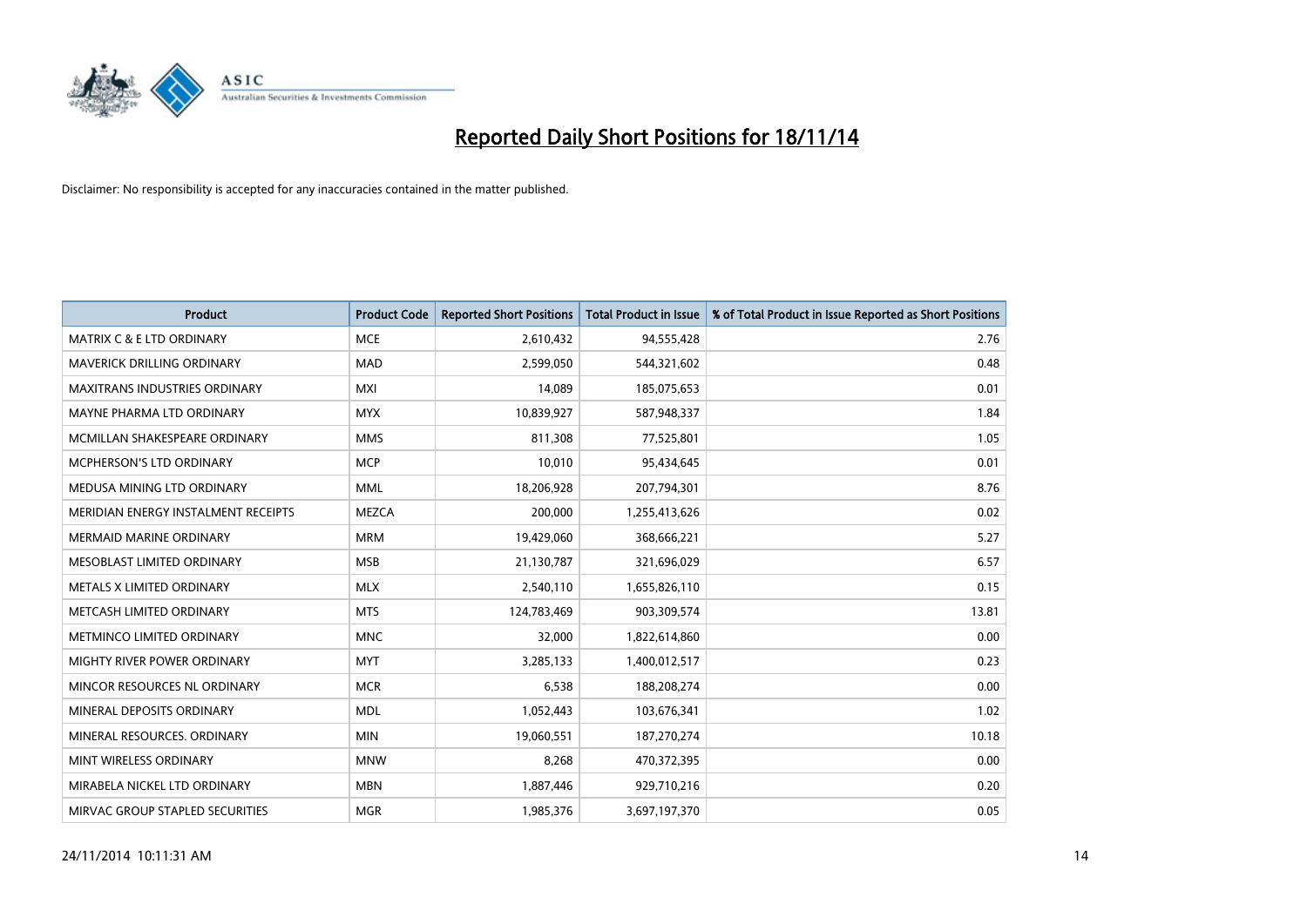# Reported Daily Short Positions for 18/11/14

Disclaimer: No responsibility is accepted for any inaccuracies contained in the matter published.

| Product | Product Code | Reported Short Positions | Total Product in Issue | % of Total Product in Issue Reported as Short Positions |
|---|---|---|---|---|
| MATRIX C & E LTD ORDINARY | MCE | 2,610,432 | 94,555,428 | 2.76 |
| MAVERICK DRILLING ORDINARY | MAD | 2,599,050 | 544,321,602 | 0.48 |
| MAXITRANS INDUSTRIES ORDINARY | MXI | 14,089 | 185,075,653 | 0.01 |
| MAYNE PHARMA LTD ORDINARY | MYX | 10,839,927 | 587,948,337 | 1.84 |
| MCMILLAN SHAKESPEARE ORDINARY | MMS | 811,308 | 77,525,801 | 1.05 |
| MCPHERSON'S LTD ORDINARY | MCP | 10,010 | 95,434,645 | 0.01 |
| MEDUSA MINING LTD ORDINARY | MML | 18,206,928 | 207,794,301 | 8.76 |
| MERIDIAN ENERGY INSTALMENT RECEIPTS | MEZCA | 200,000 | 1,255,413,626 | 0.02 |
| MERMAID MARINE ORDINARY | MRM | 19,429,060 | 368,666,221 | 5.27 |
| MESOBLAST LIMITED ORDINARY | MSB | 21,130,787 | 321,696,029 | 6.57 |
| METALS X LIMITED ORDINARY | MLX | 2,540,110 | 1,655,826,110 | 0.15 |
| METCASH LIMITED ORDINARY | MTS | 124,783,469 | 903,309,574 | 13.81 |
| METMINCO LIMITED ORDINARY | MNC | 32,000 | 1,822,614,860 | 0.00 |
| MIGHTY RIVER POWER ORDINARY | MYT | 3,285,133 | 1,400,012,517 | 0.23 |
| MINCOR RESOURCES NL ORDINARY | MCR | 6,538 | 188,208,274 | 0.00 |
| MINERAL DEPOSITS ORDINARY | MDL | 1,052,443 | 103,676,341 | 1.02 |
| MINERAL RESOURCES. ORDINARY | MIN | 19,060,551 | 187,270,274 | 10.18 |
| MINT WIRELESS ORDINARY | MNW | 8,268 | 470,372,395 | 0.00 |
| MIRABELA NICKEL LTD ORDINARY | MBN | 1,887,446 | 929,710,216 | 0.20 |
| MIRVAC GROUP STAPLED SECURITIES | MGR | 1,985,376 | 3,697,197,370 | 0.05 |

24/11/2014 10:11:31 AM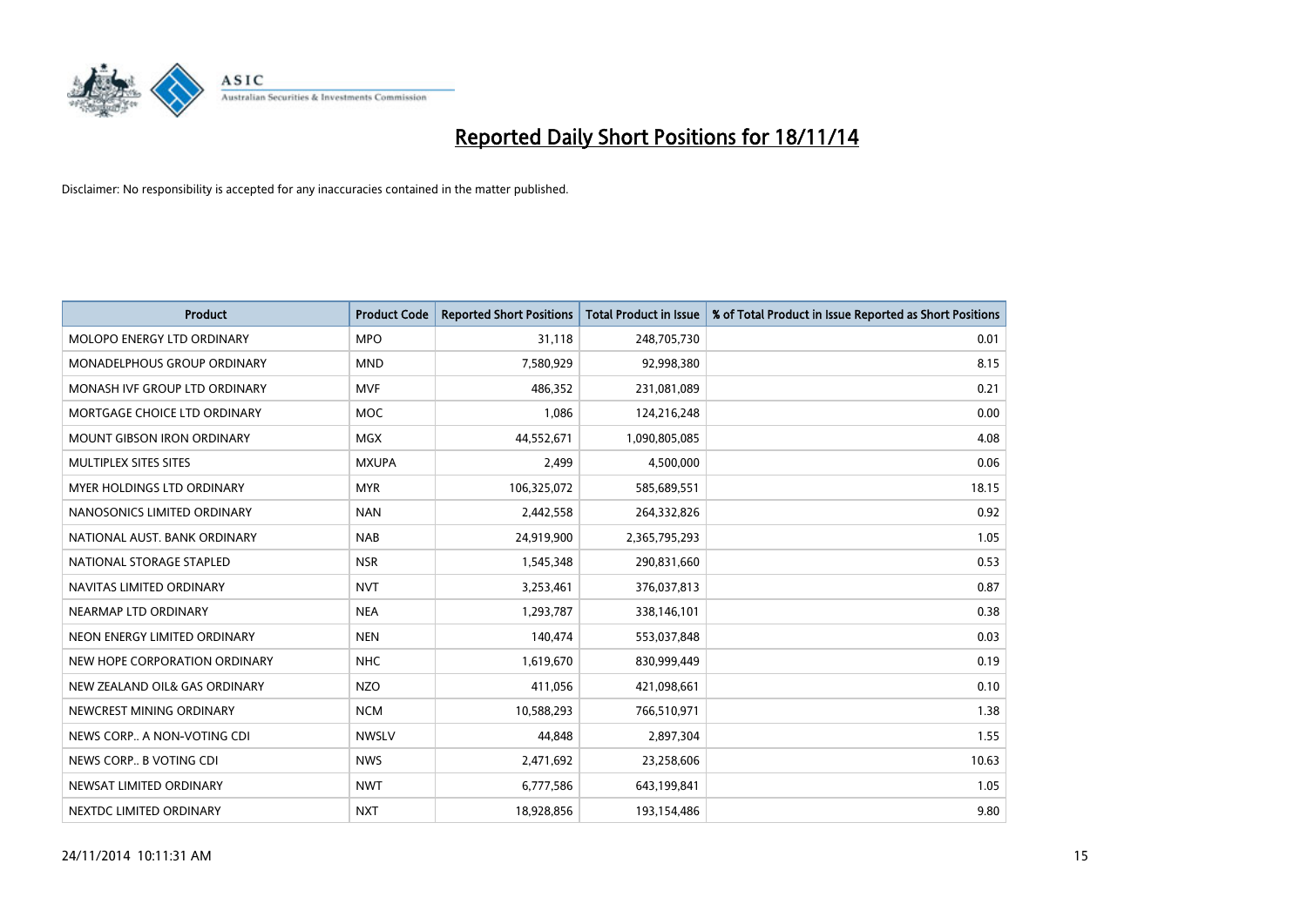# Reported Daily Short Positions for 18/11/14

Disclaimer: No responsibility is accepted for any inaccuracies contained in the matter published.

| Product | Product Code | Reported Short Positions | Total Product in Issue | % of Total Product in Issue Reported as Short Positions |
|---|---|---|---|---|
| MOLOPO ENERGY LTD ORDINARY | MPO | 31,118 | 248,705,730 | 0.01 |
| MONADELPHOUS GROUP ORDINARY | MND | 7,580,929 | 92,998,380 | 8.15 |
| MONASH IVF GROUP LTD ORDINARY | MVF | 486,352 | 231,081,089 | 0.21 |
| MORTGAGE CHOICE LTD ORDINARY | MOC | 1,086 | 124,216,248 | 0.00 |
| MOUNT GIBSON IRON ORDINARY | MGX | 44,552,671 | 1,090,805,085 | 4.08 |
| MULTIPLEX SITES SITES | MXUPA | 2,499 | 4,500,000 | 0.06 |
| MYER HOLDINGS LTD ORDINARY | MYR | 106,325,072 | 585,689,551 | 18.15 |
| NANOSONICS LIMITED ORDINARY | NAN | 2,442,558 | 264,332,826 | 0.92 |
| NATIONAL AUST. BANK ORDINARY | NAB | 24,919,900 | 2,365,795,293 | 1.05 |
| NATIONAL STORAGE STAPLED | NSR | 1,545,348 | 290,831,660 | 0.53 |
| NAVITAS LIMITED ORDINARY | NVT | 3,253,461 | 376,037,813 | 0.87 |
| NEARMAP LTD ORDINARY | NEA | 1,293,787 | 338,146,101 | 0.38 |
| NEON ENERGY LIMITED ORDINARY | NEN | 140,474 | 553,037,848 | 0.03 |
| NEW HOPE CORPORATION ORDINARY | NHC | 1,619,670 | 830,999,449 | 0.19 |
| NEW ZEALAND OIL& GAS ORDINARY | NZO | 411,056 | 421,098,661 | 0.10 |
| NEWCREST MINING ORDINARY | NCM | 10,588,293 | 766,510,971 | 1.38 |
| NEWS CORP.. A NON-VOTING CDI | NWSLV | 44,848 | 2,897,304 | 1.55 |
| NEWS CORP.. B VOTING CDI | NWS | 2,471,692 | 23,258,606 | 10.63 |
| NEWSAT LIMITED ORDINARY | NWT | 6,777,586 | 643,199,841 | 1.05 |
| NEXTDC LIMITED ORDINARY | NXT | 18,928,856 | 193,154,486 | 9.80 |

24/11/2014 10:11:31 AM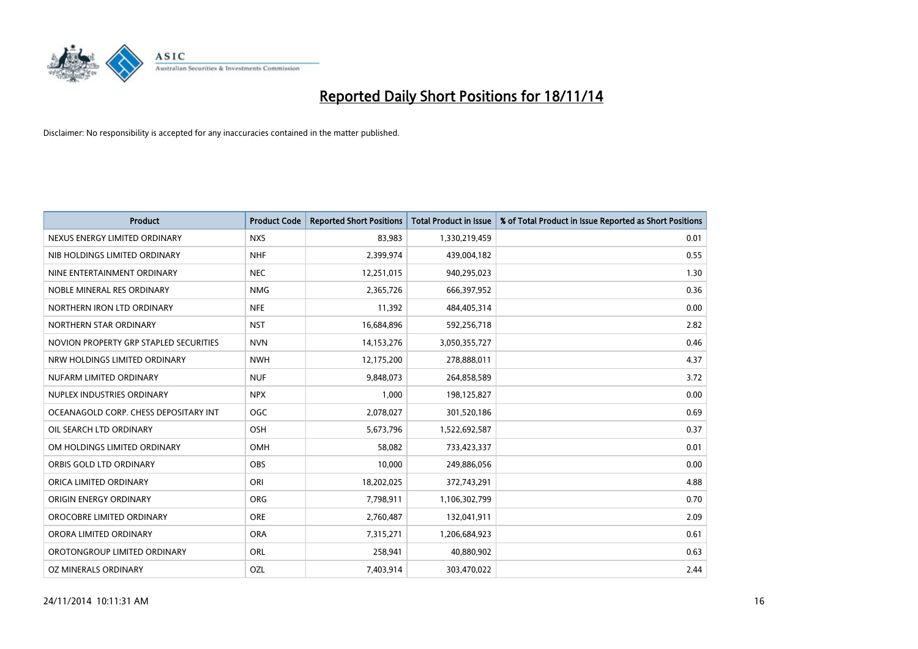# Reported Daily Short Positions for 18/11/14

Disclaimer: No responsibility is accepted for any inaccuracies contained in the matter published.

| Product | Product Code | Reported Short Positions | Total Product in Issue | % of Total Product in Issue Reported as Short Positions |
|---|---|---|---|---|
| NEXUS ENERGY LIMITED ORDINARY | NXS | 83,983 | 1,330,219,459 | 0.01 |
| NIB HOLDINGS LIMITED ORDINARY | NHF | 2,399,974 | 439,004,182 | 0.55 |
| NINE ENTERTAINMENT ORDINARY | NEC | 12,251,015 | 940,295,023 | 1.30 |
| NOBLE MINERAL RES ORDINARY | NMG | 2,365,726 | 666,397,952 | 0.36 |
| NORTHERN IRON LTD ORDINARY | NFE | 11,392 | 484,405,314 | 0.00 |
| NORTHERN STAR ORDINARY | NST | 16,684,896 | 592,256,718 | 2.82 |
| NOVION PROPERTY GRP STAPLED SECURITIES | NVN | 14,153,276 | 3,050,355,727 | 0.46 |
| NRW HOLDINGS LIMITED ORDINARY | NWH | 12,175,200 | 278,888,011 | 4.37 |
| NUFARM LIMITED ORDINARY | NUF | 9,848,073 | 264,858,589 | 3.72 |
| NUPLEX INDUSTRIES ORDINARY | NPX | 1,000 | 198,125,827 | 0.00 |
| OCEANAGOLD CORP. CHESS DEPOSITARY INT | OGC | 2,078,027 | 301,520,186 | 0.69 |
| OIL SEARCH LTD ORDINARY | OSH | 5,673,796 | 1,522,692,587 | 0.37 |
| OM HOLDINGS LIMITED ORDINARY | OMH | 58,082 | 733,423,337 | 0.01 |
| ORBIS GOLD LTD ORDINARY | OBS | 10,000 | 249,886,056 | 0.00 |
| ORICA LIMITED ORDINARY | ORI | 18,202,025 | 372,743,291 | 4.88 |
| ORIGIN ENERGY ORDINARY | ORG | 7,798,911 | 1,106,302,799 | 0.70 |
| OROCOBRE LIMITED ORDINARY | ORE | 2,760,487 | 132,041,911 | 2.09 |
| ORORA LIMITED ORDINARY | ORA | 7,315,271 | 1,206,684,923 | 0.61 |
| OROTONGROUP LIMITED ORDINARY | ORL | 258,941 | 40,880,902 | 0.63 |
| OZ MINERALS ORDINARY | OZL | 7,403,914 | 303,470,022 | 2.44 |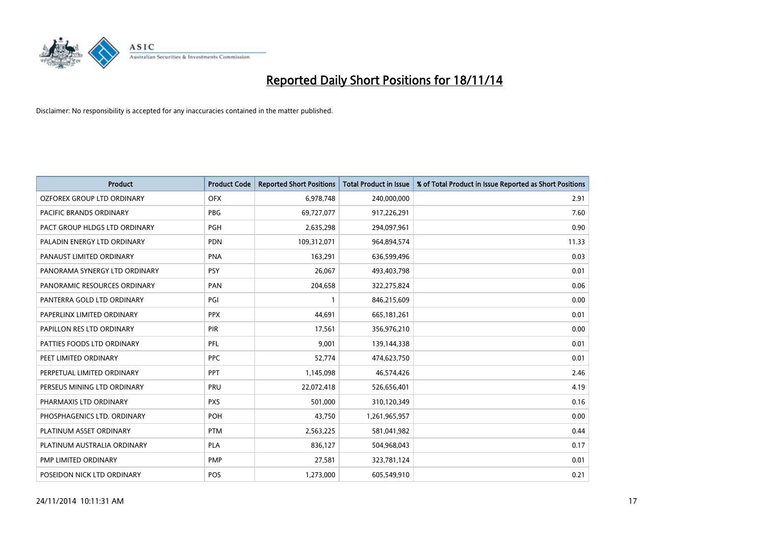# Reported Daily Short Positions for 18/11/14

Disclaimer: No responsibility is accepted for any inaccuracies contained in the matter published.

| Product | Product Code | Reported Short Positions | Total Product in Issue | % of Total Product in Issue Reported as Short Positions |
|---|---|---|---|---|
| OZFOREX GROUP LTD ORDINARY | OFX | 6,978,748 | 240,000,000 | 2.91 |
| PACIFIC BRANDS ORDINARY | PBG | 69,727,077 | 917,226,291 | 7.60 |
| PACT GROUP HLDGS LTD ORDINARY | PGH | 2,635,298 | 294,097,961 | 0.90 |
| PALADIN ENERGY LTD ORDINARY | PDN | 109,312,071 | 964,894,574 | 11.33 |
| PANAUST LIMITED ORDINARY | PNA | 163,291 | 636,599,496 | 0.03 |
| PANORAMA SYNERGY LTD ORDINARY | PSY | 26,067 | 493,403,798 | 0.01 |
| PANORAMIC RESOURCES ORDINARY | PAN | 204,658 | 322,275,824 | 0.06 |
| PANTERRA GOLD LTD ORDINARY | PGI | 1 | 846,215,609 | 0.00 |
| PAPERLINX LIMITED ORDINARY | PPX | 44,691 | 665,181,261 | 0.01 |
| PAPILLON RES LTD ORDINARY | PIR | 17,561 | 356,976,210 | 0.00 |
| PATTIES FOODS LTD ORDINARY | PFL | 9,001 | 139,144,338 | 0.01 |
| PEET LIMITED ORDINARY | PPC | 52,774 | 474,623,750 | 0.01 |
| PERPETUAL LIMITED ORDINARY | PPT | 1,145,098 | 46,574,426 | 2.46 |
| PERSEUS MINING LTD ORDINARY | PRU | 22,072,418 | 526,656,401 | 4.19 |
| PHARMAXIS LTD ORDINARY | PXS | 501,000 | 310,120,349 | 0.16 |
| PHOSPHAGENICS LTD. ORDINARY | POH | 43,750 | 1,261,965,957 | 0.00 |
| PLATINUM ASSET ORDINARY | PTM | 2,563,225 | 581,041,982 | 0.44 |
| PLATINUM AUSTRALIA ORDINARY | PLA | 836,127 | 504,968,043 | 0.17 |
| PMP LIMITED ORDINARY | PMP | 27,581 | 323,781,124 | 0.01 |
| POSEIDON NICK LTD ORDINARY | POS | 1,273,000 | 605,549,910 | 0.21 |

24/11/2014 10:11:31 AM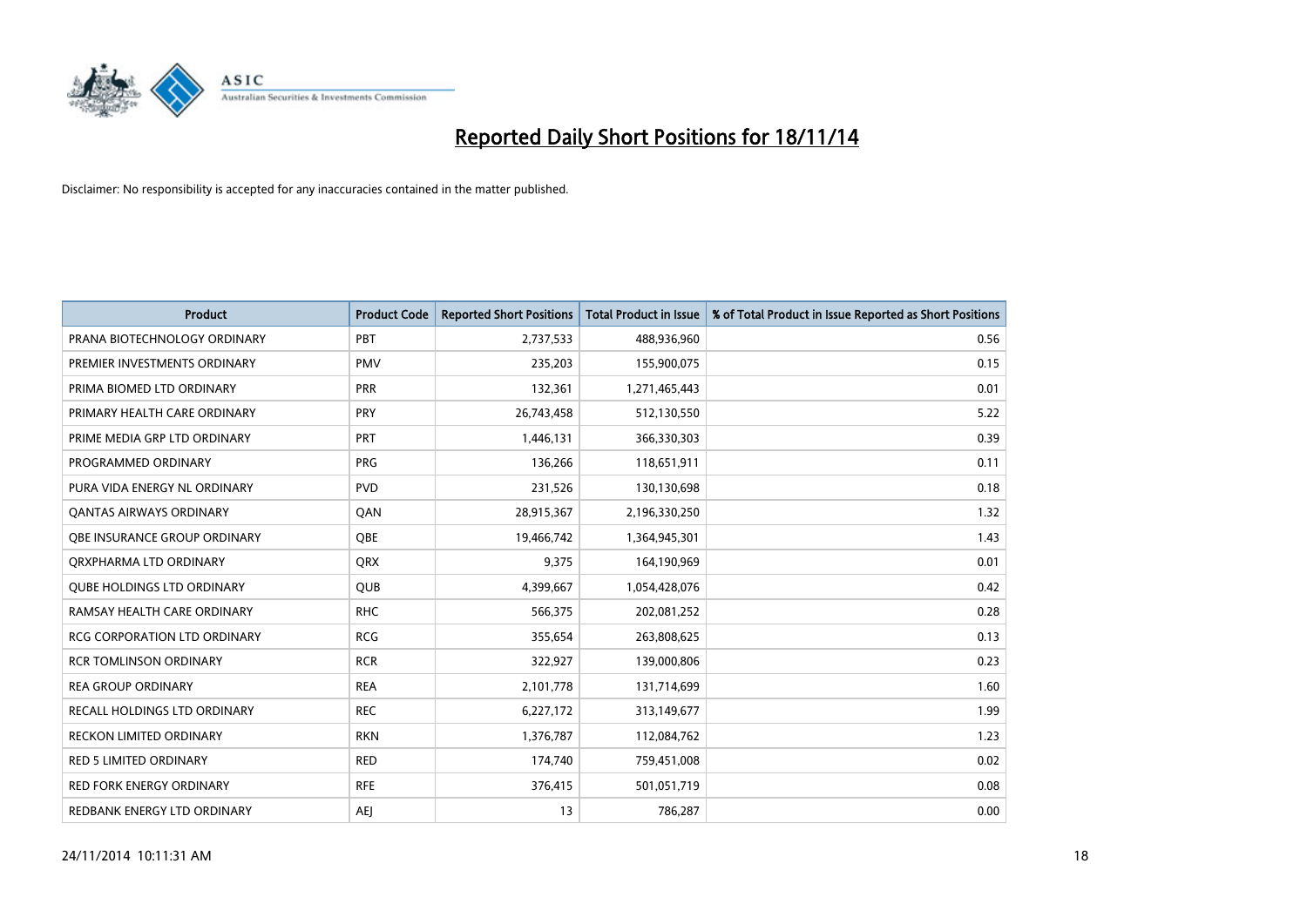# Reported Daily Short Positions for 18/11/14

Disclaimer: No responsibility is accepted for any inaccuracies contained in the matter published.

| Product | Product Code | Reported Short Positions | Total Product in Issue | % of Total Product in Issue Reported as Short Positions |
|---|---|---|---|---|
| PRANA BIOTECHNOLOGY ORDINARY | PBT | 2,737,533 | 488,936,960 | 0.56 |
| PREMIER INVESTMENTS ORDINARY | PMV | 235,203 | 155,900,075 | 0.15 |
| PRIMA BIOMED LTD ORDINARY | PRR | 132,361 | 1,271,465,443 | 0.01 |
| PRIMARY HEALTH CARE ORDINARY | PRY | 26,743,458 | 512,130,550 | 5.22 |
| PRIME MEDIA GRP LTD ORDINARY | PRT | 1,446,131 | 366,330,303 | 0.39 |
| PROGRAMMED ORDINARY | PRG | 136,266 | 118,651,911 | 0.11 |
| PURA VIDA ENERGY NL ORDINARY | PVD | 231,526 | 130,130,698 | 0.18 |
| QANTAS AIRWAYS ORDINARY | QAN | 28,915,367 | 2,196,330,250 | 1.32 |
| QBE INSURANCE GROUP ORDINARY | QBE | 19,466,742 | 1,364,945,301 | 1.43 |
| QRXPHARMA LTD ORDINARY | QRX | 9,375 | 164,190,969 | 0.01 |
| QUBE HOLDINGS LTD ORDINARY | QUB | 4,399,667 | 1,054,428,076 | 0.42 |
| RAMSAY HEALTH CARE ORDINARY | RHC | 566,375 | 202,081,252 | 0.28 |
| RCG CORPORATION LTD ORDINARY | RCG | 355,654 | 263,808,625 | 0.13 |
| RCR TOMLINSON ORDINARY | RCR | 322,927 | 139,000,806 | 0.23 |
| REA GROUP ORDINARY | REA | 2,101,778 | 131,714,699 | 1.60 |
| RECALL HOLDINGS LTD ORDINARY | REC | 6,227,172 | 313,149,677 | 1.99 |
| RECKON LIMITED ORDINARY | RKN | 1,376,787 | 112,084,762 | 1.23 |
| RED 5 LIMITED ORDINARY | RED | 174,740 | 759,451,008 | 0.02 |
| RED FORK ENERGY ORDINARY | RFE | 376,415 | 501,051,719 | 0.08 |
| REDBANK ENERGY LTD ORDINARY | AEJ | 13 | 786,287 | 0.00 |

24/11/2014 10:11:31 AM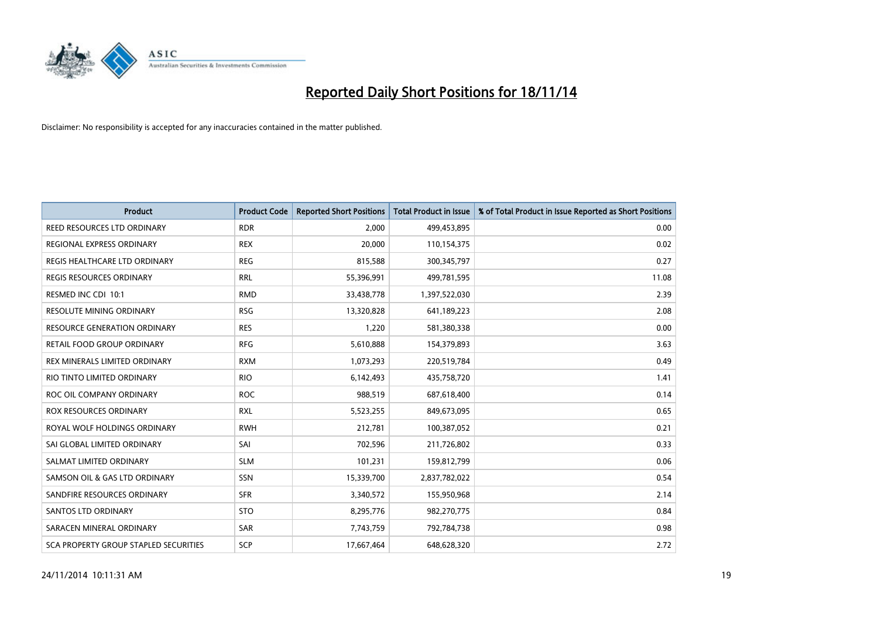# Reported Daily Short Positions for 18/11/14

Disclaimer: No responsibility is accepted for any inaccuracies contained in the matter published.

| Product | Product Code | Reported Short Positions | Total Product in Issue | % of Total Product in Issue Reported as Short Positions |
|---|---|---|---|---|
| REED RESOURCES LTD ORDINARY | RDR | 2,000 | 499,453,895 | 0.00 |
| REGIONAL EXPRESS ORDINARY | REX | 20,000 | 110,154,375 | 0.02 |
| REGIS HEALTHCARE LTD ORDINARY | REG | 815,588 | 300,345,797 | 0.27 |
| REGIS RESOURCES ORDINARY | RRL | 55,396,991 | 499,781,595 | 11.08 |
| RESMED INC CDI 10:1 | RMD | 33,438,778 | 1,397,522,030 | 2.39 |
| RESOLUTE MINING ORDINARY | RSG | 13,320,828 | 641,189,223 | 2.08 |
| RESOURCE GENERATION ORDINARY | RES | 1,220 | 581,380,338 | 0.00 |
| RETAIL FOOD GROUP ORDINARY | RFG | 5,610,888 | 154,379,893 | 3.63 |
| REX MINERALS LIMITED ORDINARY | RXM | 1,073,293 | 220,519,784 | 0.49 |
| RIO TINTO LIMITED ORDINARY | RIO | 6,142,493 | 435,758,720 | 1.41 |
| ROC OIL COMPANY ORDINARY | ROC | 988,519 | 687,618,400 | 0.14 |
| ROX RESOURCES ORDINARY | RXL | 5,523,255 | 849,673,095 | 0.65 |
| ROYAL WOLF HOLDINGS ORDINARY | RWH | 212,781 | 100,387,052 | 0.21 |
| SAI GLOBAL LIMITED ORDINARY | SAI | 702,596 | 211,726,802 | 0.33 |
| SALMAT LIMITED ORDINARY | SLM | 101,231 | 159,812,799 | 0.06 |
| SAMSON OIL & GAS LTD ORDINARY | SSN | 15,339,700 | 2,837,782,022 | 0.54 |
| SANDFIRE RESOURCES ORDINARY | SFR | 3,340,572 | 155,950,968 | 2.14 |
| SANTOS LTD ORDINARY | STO | 8,295,776 | 982,270,775 | 0.84 |
| SARACEN MINERAL ORDINARY | SAR | 7,743,759 | 792,784,738 | 0.98 |
| SCA PROPERTY GROUP STAPLED SECURITIES | SCP | 17,667,464 | 648,628,320 | 2.72 |

24/11/2014 10:11:31 AM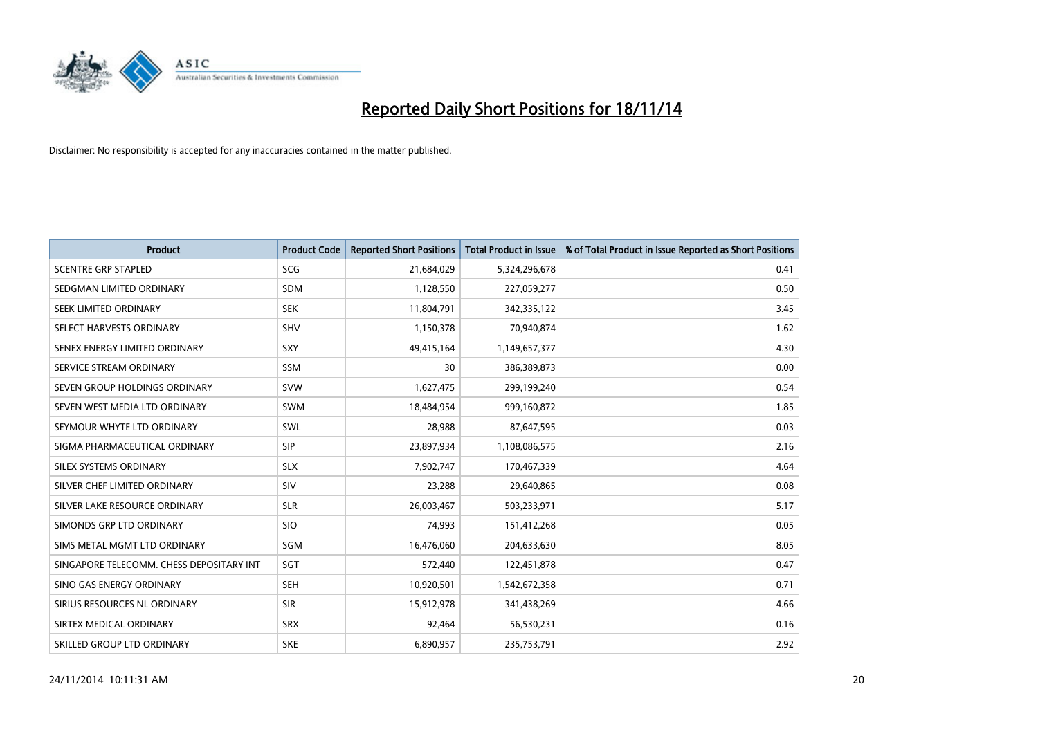# Reported Daily Short Positions for 18/11/14

Disclaimer: No responsibility is accepted for any inaccuracies contained in the matter published.

| Product | Product Code | Reported Short Positions | Total Product in Issue | % of Total Product in Issue Reported as Short Positions |
|---|---|---|---|---|
| SCENTRE GRP STAPLED | SCG | 21,684,029 | 5,324,296,678 | 0.41 |
| SEDGMAN LIMITED ORDINARY | SDM | 1,128,550 | 227,059,277 | 0.50 |
| SEEK LIMITED ORDINARY | SEK | 11,804,791 | 342,335,122 | 3.45 |
| SELECT HARVESTS ORDINARY | SHV | 1,150,378 | 70,940,874 | 1.62 |
| SENEX ENERGY LIMITED ORDINARY | SXY | 49,415,164 | 1,149,657,377 | 4.30 |
| SERVICE STREAM ORDINARY | SSM | 30 | 386,389,873 | 0.00 |
| SEVEN GROUP HOLDINGS ORDINARY | SVW | 1,627,475 | 299,199,240 | 0.54 |
| SEVEN WEST MEDIA LTD ORDINARY | SWM | 18,484,954 | 999,160,872 | 1.85 |
| SEYMOUR WHYTE LTD ORDINARY | SWL | 28,988 | 87,647,595 | 0.03 |
| SIGMA PHARMACEUTICAL ORDINARY | SIP | 23,897,934 | 1,108,086,575 | 2.16 |
| SILEX SYSTEMS ORDINARY | SLX | 7,902,747 | 170,467,339 | 4.64 |
| SILVER CHEF LIMITED ORDINARY | SIV | 23,288 | 29,640,865 | 0.08 |
| SILVER LAKE RESOURCE ORDINARY | SLR | 26,003,467 | 503,233,971 | 5.17 |
| SIMONDS GRP LTD ORDINARY | SIO | 74,993 | 151,412,268 | 0.05 |
| SIMS METAL MGMT LTD ORDINARY | SGM | 16,476,060 | 204,633,630 | 8.05 |
| SINGAPORE TELECOMM. CHESS DEPOSITARY INT | SGT | 572,440 | 122,451,878 | 0.47 |
| SINO GAS ENERGY ORDINARY | SEH | 10,920,501 | 1,542,672,358 | 0.71 |
| SIRIUS RESOURCES NL ORDINARY | SIR | 15,912,978 | 341,438,269 | 4.66 |
| SIRTEX MEDICAL ORDINARY | SRX | 92,464 | 56,530,231 | 0.16 |
| SKILLED GROUP LTD ORDINARY | SKE | 6,890,957 | 235,753,791 | 2.92 |

24/11/2014 10:11:31 AM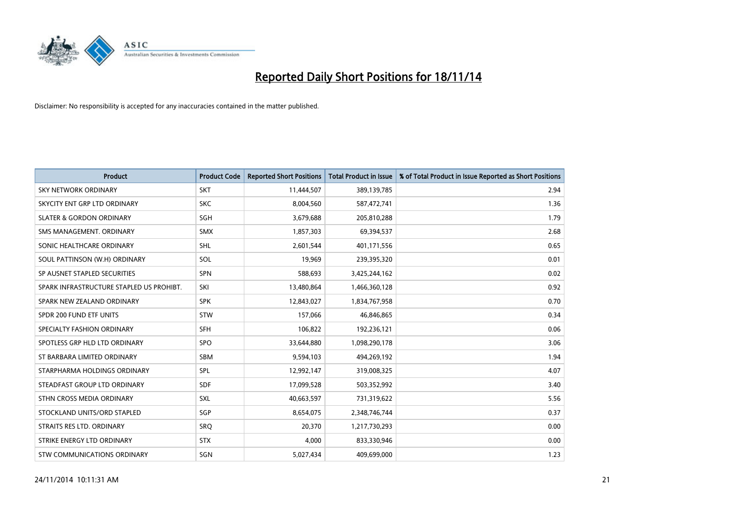# Reported Daily Short Positions for 18/11/14

Disclaimer: No responsibility is accepted for any inaccuracies contained in the matter published.

| Product | Product Code | Reported Short Positions | Total Product in Issue | % of Total Product in Issue Reported as Short Positions |
|---|---|---|---|---|
| SKY NETWORK ORDINARY | SKT | 11,444,507 | 389,139,785 | 2.94 |
| SKYCITY ENT GRP LTD ORDINARY | SKC | 8,004,560 | 587,472,741 | 1.36 |
| SLATER & GORDON ORDINARY | SGH | 3,679,688 | 205,810,288 | 1.79 |
| SMS MANAGEMENT. ORDINARY | SMX | 1,857,303 | 69,394,537 | 2.68 |
| SONIC HEALTHCARE ORDINARY | SHL | 2,601,544 | 401,171,556 | 0.65 |
| SOUL PATTINSON (W.H) ORDINARY | SOL | 19,969 | 239,395,320 | 0.01 |
| SP AUSNET STAPLED SECURITIES | SPN | 588,693 | 3,425,244,162 | 0.02 |
| SPARK INFRASTRUCTURE STAPLED US PROHIBT. | SKI | 13,480,864 | 1,466,360,128 | 0.92 |
| SPARK NEW ZEALAND ORDINARY | SPK | 12,843,027 | 1,834,767,958 | 0.70 |
| SPDR 200 FUND ETF UNITS | STW | 157,066 | 46,846,865 | 0.34 |
| SPECIALTY FASHION ORDINARY | SFH | 106,822 | 192,236,121 | 0.06 |
| SPOTLESS GRP HLD LTD ORDINARY | SPO | 33,644,880 | 1,098,290,178 | 3.06 |
| ST BARBARA LIMITED ORDINARY | SBM | 9,594,103 | 494,269,192 | 1.94 |
| STARPHARMA HOLDINGS ORDINARY | SPL | 12,992,147 | 319,008,325 | 4.07 |
| STEADFAST GROUP LTD ORDINARY | SDF | 17,099,528 | 503,352,992 | 3.40 |
| STHN CROSS MEDIA ORDINARY | SXL | 40,663,597 | 731,319,622 | 5.56 |
| STOCKLAND UNITS/ORD STAPLED | SGP | 8,654,075 | 2,348,746,744 | 0.37 |
| STRAITS RES LTD. ORDINARY | SRQ | 20,370 | 1,217,730,293 | 0.00 |
| STRIKE ENERGY LTD ORDINARY | STX | 4,000 | 833,330,946 | 0.00 |
| STW COMMUNICATIONS ORDINARY | SGN | 5,027,434 | 409,699,000 | 1.23 |

24/11/2014 10:11:31 AM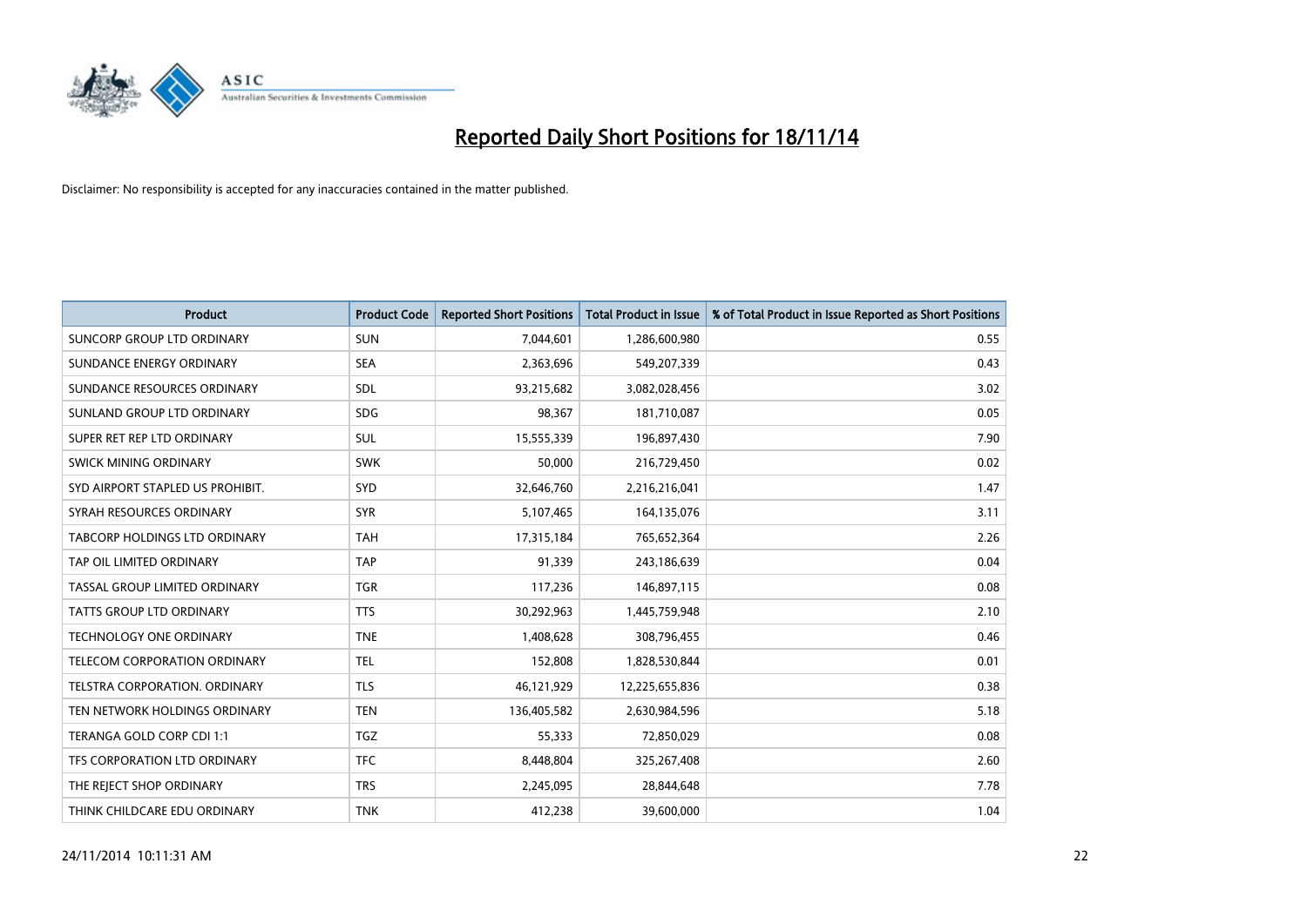# Reported Daily Short Positions for 18/11/14

Disclaimer: No responsibility is accepted for any inaccuracies contained in the matter published.

| Product | Product Code | Reported Short Positions | Total Product in Issue | % of Total Product in Issue Reported as Short Positions |
|---|---|---|---|---|
| SUNCORP GROUP LTD ORDINARY | SUN | 7,044,601 | 1,286,600,980 | 0.55 |
| SUNDANCE ENERGY ORDINARY | SEA | 2,363,696 | 549,207,339 | 0.43 |
| SUNDANCE RESOURCES ORDINARY | SDL | 93,215,682 | 3,082,028,456 | 3.02 |
| SUNLAND GROUP LTD ORDINARY | SDG | 98,367 | 181,710,087 | 0.05 |
| SUPER RET REP LTD ORDINARY | SUL | 15,555,339 | 196,897,430 | 7.90 |
| SWICK MINING ORDINARY | SWK | 50,000 | 216,729,450 | 0.02 |
| SYD AIRPORT STAPLED US PROHIBIT. | SYD | 32,646,760 | 2,216,216,041 | 1.47 |
| SYRAH RESOURCES ORDINARY | SYR | 5,107,465 | 164,135,076 | 3.11 |
| TABCORP HOLDINGS LTD ORDINARY | TAH | 17,315,184 | 765,652,364 | 2.26 |
| TAP OIL LIMITED ORDINARY | TAP | 91,339 | 243,186,639 | 0.04 |
| TASSAL GROUP LIMITED ORDINARY | TGR | 117,236 | 146,897,115 | 0.08 |
| TATTS GROUP LTD ORDINARY | TTS | 30,292,963 | 1,445,759,948 | 2.10 |
| TECHNOLOGY ONE ORDINARY | TNE | 1,408,628 | 308,796,455 | 0.46 |
| TELECOM CORPORATION ORDINARY | TEL | 152,808 | 1,828,530,844 | 0.01 |
| TELSTRA CORPORATION. ORDINARY | TLS | 46,121,929 | 12,225,655,836 | 0.38 |
| TEN NETWORK HOLDINGS ORDINARY | TEN | 136,405,582 | 2,630,984,596 | 5.18 |
| TERANGA GOLD CORP CDI 1:1 | TGZ | 55,333 | 72,850,029 | 0.08 |
| TFS CORPORATION LTD ORDINARY | TFC | 8,448,804 | 325,267,408 | 2.60 |
| THE REJECT SHOP ORDINARY | TRS | 2,245,095 | 28,844,648 | 7.78 |
| THINK CHILDCARE EDU ORDINARY | TNK | 412,238 | 39,600,000 | 1.04 |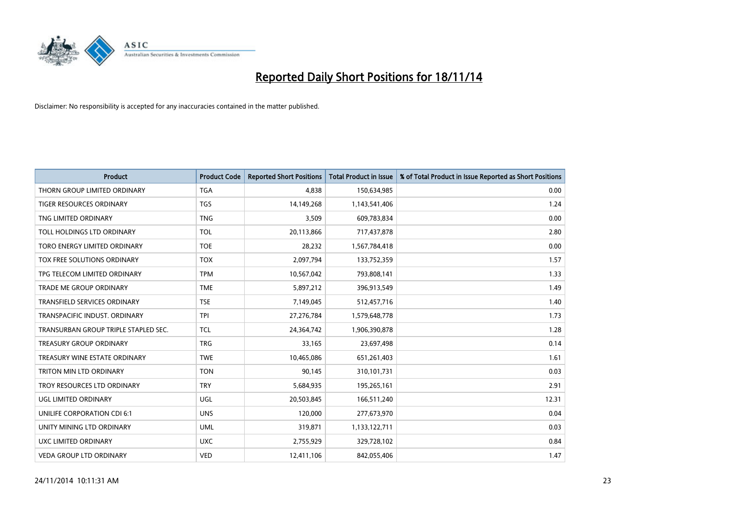# Reported Daily Short Positions for 18/11/14

Disclaimer: No responsibility is accepted for any inaccuracies contained in the matter published.

| Product | Product Code | Reported Short Positions | Total Product in Issue | % of Total Product in Issue Reported as Short Positions |
|---|---|---|---|---|
| THORN GROUP LIMITED ORDINARY | TGA | 4,838 | 150,634,985 | 0.00 |
| TIGER RESOURCES ORDINARY | TGS | 14,149,268 | 1,143,541,406 | 1.24 |
| TNG LIMITED ORDINARY | TNG | 3,509 | 609,783,834 | 0.00 |
| TOLL HOLDINGS LTD ORDINARY | TOL | 20,113,866 | 717,437,878 | 2.80 |
| TORO ENERGY LIMITED ORDINARY | TOE | 28,232 | 1,567,784,418 | 0.00 |
| TOX FREE SOLUTIONS ORDINARY | TOX | 2,097,794 | 133,752,359 | 1.57 |
| TPG TELECOM LIMITED ORDINARY | TPM | 10,567,042 | 793,808,141 | 1.33 |
| TRADE ME GROUP ORDINARY | TME | 5,897,212 | 396,913,549 | 1.49 |
| TRANSFIELD SERVICES ORDINARY | TSE | 7,149,045 | 512,457,716 | 1.40 |
| TRANSPACIFIC INDUST. ORDINARY | TPI | 27,276,784 | 1,579,648,778 | 1.73 |
| TRANSURBAN GROUP TRIPLE STAPLED SEC. | TCL | 24,364,742 | 1,906,390,878 | 1.28 |
| TREASURY GROUP ORDINARY | TRG | 33,165 | 23,697,498 | 0.14 |
| TREASURY WINE ESTATE ORDINARY | TWE | 10,465,086 | 651,261,403 | 1.61 |
| TRITON MIN LTD ORDINARY | TON | 90,145 | 310,101,731 | 0.03 |
| TROY RESOURCES LTD ORDINARY | TRY | 5,684,935 | 195,265,161 | 2.91 |
| UGL LIMITED ORDINARY | UGL | 20,503,845 | 166,511,240 | 12.31 |
| UNILIFE CORPORATION CDI 6:1 | UNS | 120,000 | 277,673,970 | 0.04 |
| UNITY MINING LTD ORDINARY | UML | 319,871 | 1,133,122,711 | 0.03 |
| UXC LIMITED ORDINARY | UXC | 2,755,929 | 329,728,102 | 0.84 |
| VEDA GROUP LTD ORDINARY | VED | 12,411,106 | 842,055,406 | 1.47 |

24/11/2014 10:11:31 AM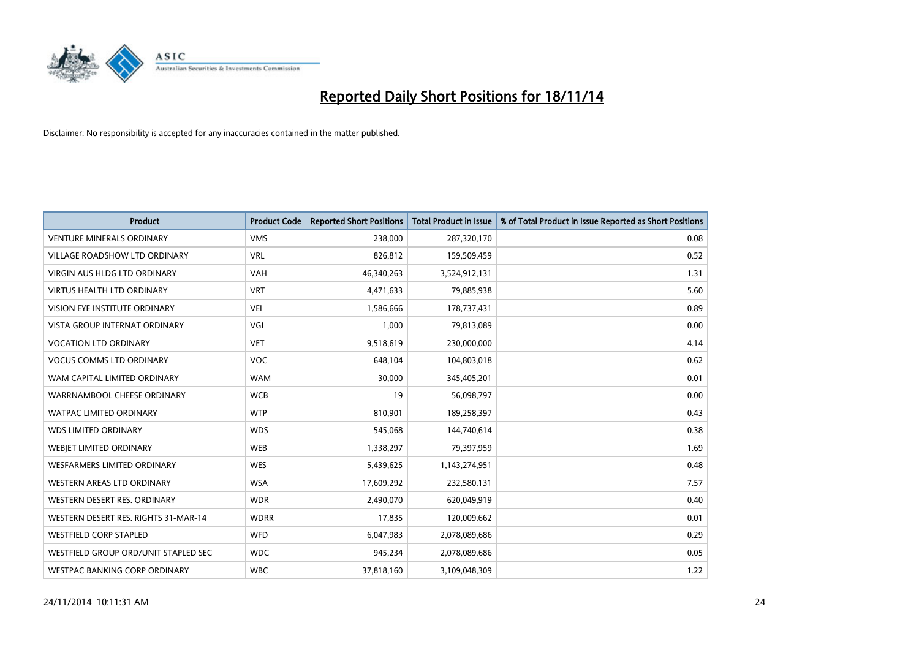# Reported Daily Short Positions for 18/11/14

Disclaimer: No responsibility is accepted for any inaccuracies contained in the matter published.

| Product | Product Code | Reported Short Positions | Total Product in Issue | % of Total Product in Issue Reported as Short Positions |
|---|---|---|---|---|
| VENTURE MINERALS ORDINARY | VMS | 238,000 | 287,320,170 | 0.08 |
| VILLAGE ROADSHOW LTD ORDINARY | VRL | 826,812 | 159,509,459 | 0.52 |
| VIRGIN AUS HLDG LTD ORDINARY | VAH | 46,340,263 | 3,524,912,131 | 1.31 |
| VIRTUS HEALTH LTD ORDINARY | VRT | 4,471,633 | 79,885,938 | 5.60 |
| VISION EYE INSTITUTE ORDINARY | VEI | 1,586,666 | 178,737,431 | 0.89 |
| VISTA GROUP INTERNAT ORDINARY | VGI | 1,000 | 79,813,089 | 0.00 |
| VOCATION LTD ORDINARY | VET | 9,518,619 | 230,000,000 | 4.14 |
| VOCUS COMMS LTD ORDINARY | VOC | 648,104 | 104,803,018 | 0.62 |
| WAM CAPITAL LIMITED ORDINARY | WAM | 30,000 | 345,405,201 | 0.01 |
| WARRNAMBOOL CHEESE ORDINARY | WCB | 19 | 56,098,797 | 0.00 |
| WATPAC LIMITED ORDINARY | WTP | 810,901 | 189,258,397 | 0.43 |
| WDS LIMITED ORDINARY | WDS | 545,068 | 144,740,614 | 0.38 |
| WEBJET LIMITED ORDINARY | WEB | 1,338,297 | 79,397,959 | 1.69 |
| WESFARMERS LIMITED ORDINARY | WES | 5,439,625 | 1,143,274,951 | 0.48 |
| WESTERN AREAS LTD ORDINARY | WSA | 17,609,292 | 232,580,131 | 7.57 |
| WESTERN DESERT RES. ORDINARY | WDR | 2,490,070 | 620,049,919 | 0.40 |
| WESTERN DESERT RES. RIGHTS 31-MAR-14 | WDRR | 17,835 | 120,009,662 | 0.01 |
| WESTFIELD CORP STAPLED | WFD | 6,047,983 | 2,078,089,686 | 0.29 |
| WESTFIELD GROUP ORD/UNIT STAPLED SEC | WDC | 945,234 | 2,078,089,686 | 0.05 |
| WESTPAC BANKING CORP ORDINARY | WBC | 37,818,160 | 3,109,048,309 | 1.22 |

24/11/2014 10:11:31 AM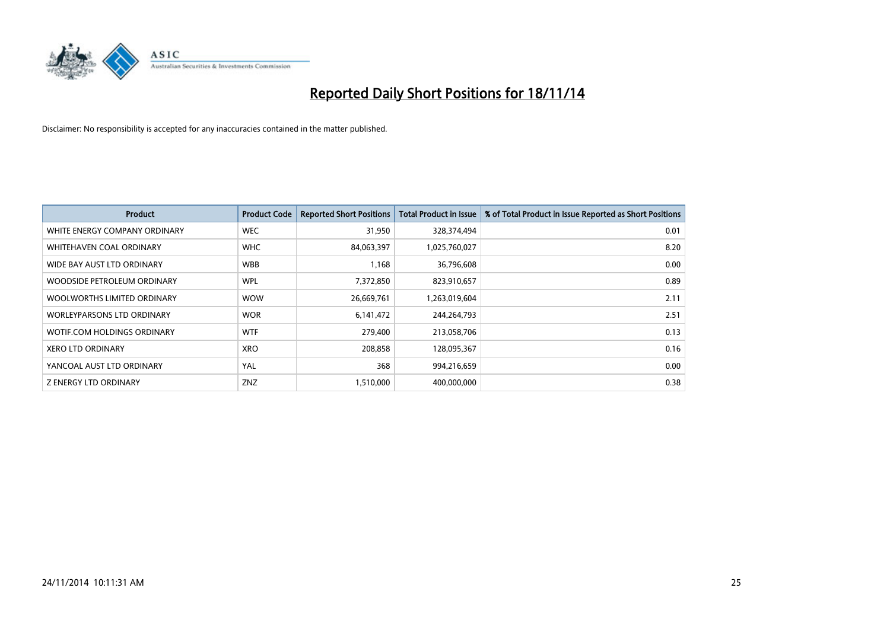# Reported Daily Short Positions for 18/11/14

Disclaimer: No responsibility is accepted for any inaccuracies contained in the matter published.

| Product | Product Code | Reported Short Positions | Total Product in Issue | % of Total Product in Issue Reported as Short Positions |
|---|---|---|---|---|
| WHITE ENERGY COMPANY ORDINARY | WEC | 31,950 | 328,374,494 | 0.01 |
| WHITEHAVEN COAL ORDINARY | WHC | 84,063,397 | 1,025,760,027 | 8.20 |
| WIDE BAY AUST LTD ORDINARY | WBB | 1,168 | 36,796,608 | 0.00 |
| WOODSIDE PETROLEUM ORDINARY | WPL | 7,372,850 | 823,910,657 | 0.89 |
| WOOLWORTHS LIMITED ORDINARY | WOW | 26,669,761 | 1,263,019,604 | 2.11 |
| WORLEYPARSONS LTD ORDINARY | WOR | 6,141,472 | 244,264,793 | 2.51 |
| WOTIF.COM HOLDINGS ORDINARY | WTF | 279,400 | 213,058,706 | 0.13 |
| XERO LTD ORDINARY | XRO | 208,858 | 128,095,367 | 0.16 |
| YANCOAL AUST LTD ORDINARY | YAL | 368 | 994,216,659 | 0.00 |
| Z ENERGY LTD ORDINARY | ZNZ | 1,510,000 | 400,000,000 | 0.38 |

24/11/2014 10:11:31 AM